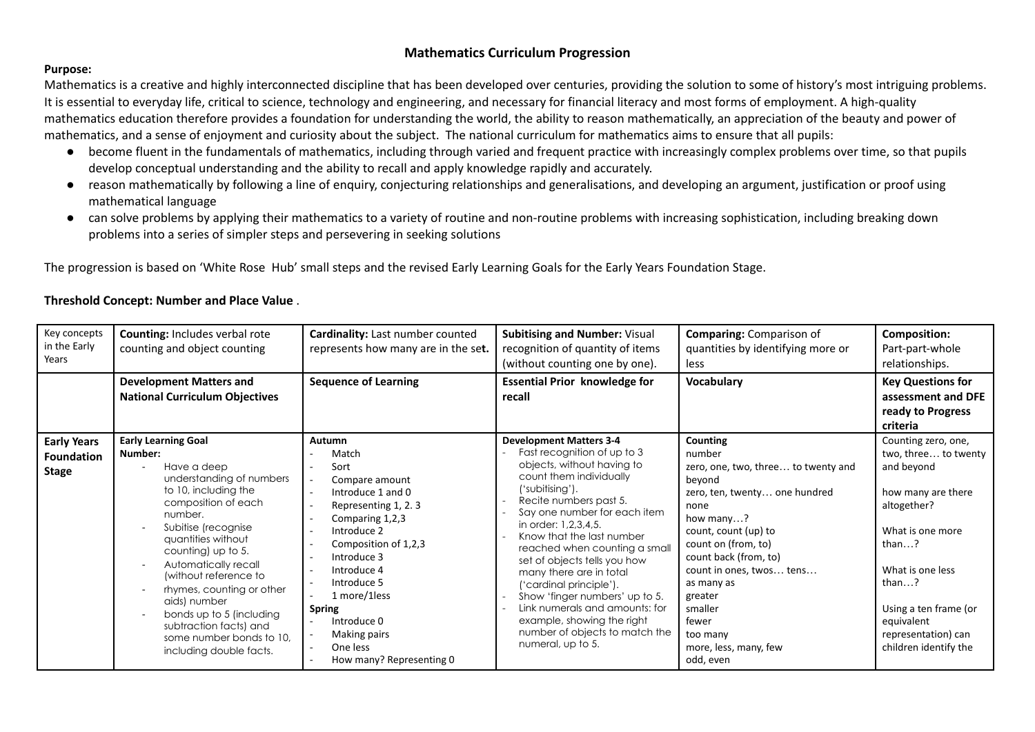# Mathematics Curriculum Progression

**Purpose:**

Mathematics is a creative and highly interconnected discipline that has been developed over centuries, providing the solution to some of history's most intriguing problems. It is essential to everyday life, critical to science, technology and engineering, and necessary for financial literacy and most forms of employment. A high-quality mathematics education therefore provides a foundation for understanding the world, the ability to reason mathematically, an appreciation of the beauty and power of mathematics, and a sense of enjoyment and curiosity about the subject. The national curriculum for mathematics aims to ensure that all pupils:

- become fluent in the fundamentals of mathematics, including through varied and frequent practice with increasingly complex problems over time, so that pupils develop conceptual understanding and the ability to recall and apply knowledge rapidly and accurately.
- reason mathematically by following a line of enquiry, conjecturing relationships and generalisations, and developing an argument, justification or proof using mathematical language
- can solve problems by applying their mathematics to a variety of routine and non-routine problems with increasing sophistication, including breaking down problems into a series of simpler steps and persevering in seeking solutions

The progression is based on 'White Rose Hub' small steps and the revised Early Learning Goals for the Early Years Foundation Stage.

**Threshold Concept: Number and Place Value** .

| Key concepts in the Early Years | **Counting:** Includes verbal rote counting and object counting | **Cardinality:** Last number counted represents how many are in the set. | **Subitising and Number:** Visual recognition of quantity of items (without counting one by one). | **Comparing:** Comparison of quantities by identifying more or less | **Composition:** Part-part-whole relationships. |
|---|---|---|---|---|---|
| | **Development Matters and National Curriculum Objectives** | **Sequence of Learning** | **Essential Prior knowledge for recall** | **Vocabulary** | **Key Questions for assessment and DFE ready to Progress criteria** |
| **Early Years Foundation Stage** | **Early Learning Goal**<br>**Number:**<br>- Have a deep understanding of numbers to 10, including the composition of each number.<br>- Subitise (recognise quantities without counting) up to 5.<br>- Automatically recall (without reference to rhymes, counting or other aids) number<br>- bonds up to 5 (including subtraction facts) and some number bonds to 10, including double facts. | **Autumn**<br>- Match<br>- Sort<br>- Compare amount<br>- Introduce 1 and 0<br>- Representing 1, 2. 3<br>- Comparing 1,2,3<br>- Introduce 2<br>- Composition of 1,2,3<br>- Introduce 3<br>- Introduce 4<br>- Introduce 5<br>- 1 more/1less<br>**Spring**<br>- Introduce 0<br>- Making pairs<br>- One less<br>- How many? Representing 0 | **Development Matters 3-4**<br>- Fast recognition of up to 3 objects, without having to count them individually ('subitising').<br>- Recite numbers past 5.<br>- Say one number for each item in order: 1,2,3,4,5.<br>- Know that the last number reached when counting a small set of objects tells you how many there are in total ('cardinal principle').<br>- Show 'finger numbers' up to 5.<br>- Link numerals and amounts: for example, showing the right number of objects to match the numeral, up to 5. | **Counting**<br>number<br>zero, one, two, three… to twenty and beyond<br>zero, ten, twenty… one hundred<br>none<br>how many…?<br>count, count (up) to<br>count on (from, to)<br>count back (from, to)<br>count in ones, twos… tens…<br>as many as<br>greater<br>smaller<br>fewer<br>too many<br>more, less, many, few<br>odd, even | Counting zero, one, two, three… to twenty and beyond<br><br>how many are there altogether?<br><br>What is one more than…?<br><br>What is one less than…?<br><br>Using a ten frame (or equivalent representation) can children identify the |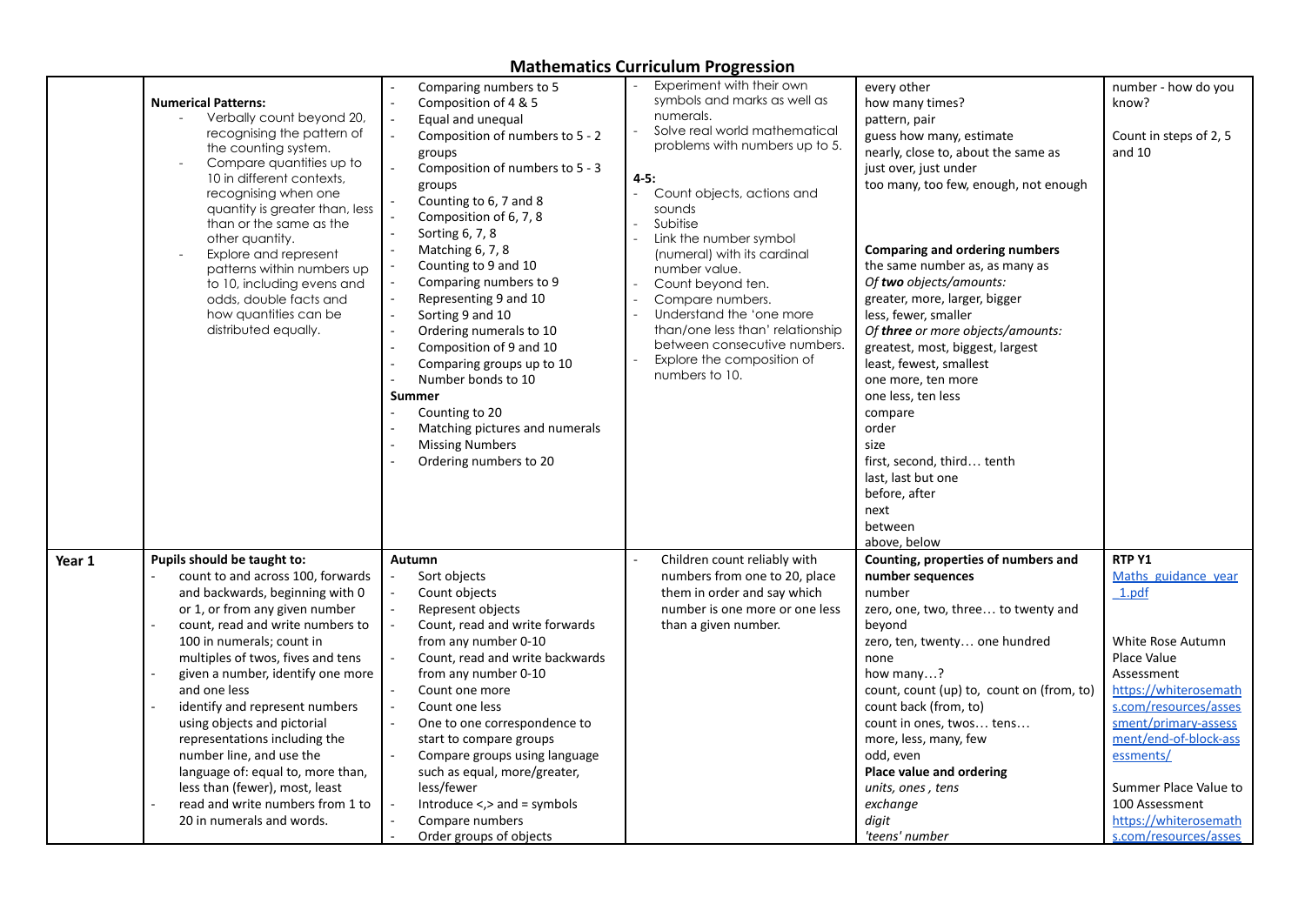## Mathematics Curriculum Progression

| | | | | | |
|---|---|---|---|---|---|
| | **Numerical Patterns:**<br>- Verbally count beyond 20, recognising the pattern of the counting system.<br>- Compare quantities up to 10 in different contexts, recognising when one quantity is greater than, less than or the same as the other quantity.<br>- Explore and represent patterns within numbers up to 10, including evens and odds, double facts and how quantities can be distributed equally. | - Comparing numbers to 5<br>- Composition of 4 & 5<br>- Equal and unequal<br>- Composition of numbers to 5 - 2 groups<br>- Composition of numbers to 5 - 3 groups<br>- Counting to 6, 7 and 8<br>- Composition of 6, 7, 8<br>- Sorting 6, 7, 8<br>- Matching 6, 7, 8<br>- Counting to 9 and 10<br>- Comparing numbers to 9<br>- Representing 9 and 10<br>- Sorting 9 and 10<br>- Ordering numerals to 10<br>- Composition of 9 and 10<br>- Comparing groups up to 10<br>- Number bonds to 10<br>**Summer**<br>- Counting to 20<br>- Matching pictures and numerals<br>- Missing Numbers<br>- Ordering numbers to 20 | - Experiment with their own symbols and marks as well as numerals.<br>- Solve real world mathematical problems with numbers up to 5.<br>**4-5:**<br>- Count objects, actions and sounds<br>- Subitise<br>- Link the number symbol (numeral) with its cardinal number value.<br>- Count beyond ten.<br>- Compare numbers.<br>- Understand the 'one more than/one less than' relationship between consecutive numbers.<br>- Explore the composition of numbers to 10. | every other<br>how many times?<br>pattern, pair<br>guess how many, estimate<br>nearly, close to, about the same as<br>just over, just under<br>too many, too few, enough, not enough<br><br>**Comparing and ordering numbers**<br>the same number as, as many as<br>*Of **two** objects/amounts:*<br>greater, more, larger, bigger<br>less, fewer, smaller<br>*Of **three** or more objects/amounts:*<br>greatest, most, biggest, largest<br>least, fewest, smallest<br>one more, ten more<br>one less, ten less<br>compare<br>order<br>size<br>first, second, third… tenth<br>last, last but one<br>before, after<br>next<br>between<br>above, below | number - how do you know?<br><br>Count in steps of 2, 5 and 10 |
| **Year 1** | **Pupils should be taught to:**<br>- count to and across 100, forwards and backwards, beginning with 0 or 1, or from any given number<br>- count, read and write numbers to 100 in numerals; count in multiples of twos, fives and tens<br>- given a number, identify one more and one less<br>- identify and represent numbers using objects and pictorial representations including the number line, and use the language of: equal to, more than, less than (fewer), most, least<br>- read and write numbers from 1 to 20 in numerals and words. | **Autumn**<br>- Sort objects<br>- Count objects<br>- Represent objects<br>- Count, read and write forwards from any number 0-10<br>- Count, read and write backwards from any number 0-10<br>- Count one more<br>- Count one less<br>- One to one correspondence to start to compare groups<br>- Compare groups using language such as equal, more/greater, less/fewer<br>- Introduce <,> and = symbols<br>- Compare numbers<br>- Order groups of objects | - Children count reliably with numbers from one to 20, place them in order and say which number is one more or one less than a given number. | **Counting, properties of numbers and number sequences**<br>number<br>zero, one, two, three… to twenty and beyond<br>zero, ten, twenty… one hundred<br>none<br>how many…?<br>count, count (up) to, count on (from, to)<br>count back (from, to)<br>count in ones, twos… tens…<br>more, less, many, few<br>odd, even<br>**Place value and ordering**<br>*units, ones , tens*<br>*exchange*<br>*digit*<br>*'teens' number* | **RTP Y1**<br>Maths_guidance_year_1.pdf<br><br>White Rose Autumn Place Value Assessment<br>https://whiterosemaths.com/resources/assessment/primary-assessment/end-of-block-assessments/<br><br>Summer Place Value to 100 Assessment<br>https://whiterosemaths.com/resources/asses |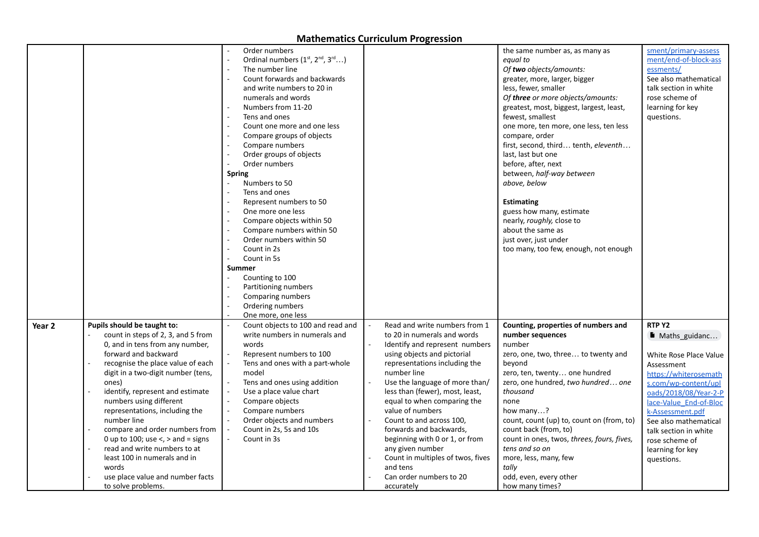# Mathematics Curriculum Progression

| | | | | | |
|---|---|---|---|---|---|
| | | - Order numbers<br>- Ordinal numbers ($1^{st}$, $2^{nd}$, $3^{rd}$…)<br>- The number line<br>- Count forwards and backwards and write numbers to 20 in numerals and words<br>- Numbers from 11-20<br>- Tens and ones<br>- Count one more and one less<br>- Compare groups of objects<br>- Compare numbers<br>- Order groups of objects<br>- Order numbers<br>**Spring**<br>- Numbers to 50<br>- Tens and ones<br>- Represent numbers to 50<br>- One more one less<br>- Compare objects within 50<br>- Compare numbers within 50<br>- Order numbers within 50<br>- Count in 2s<br>- Count in 5s<br>**Summer**<br>- Counting to 100<br>- Partitioning numbers<br>- Comparing numbers<br>- Ordering numbers<br>- One more, one less | | the same number as, as many as<br>*equal to*<br>*Of **two** objects/amounts:*<br>greater, more, larger, bigger<br>less, fewer, smaller<br>*Of **three** or more objects/amounts:*<br>greatest, most, biggest, largest, least, fewest, smallest<br>one more, ten more, one less, ten less<br>compare, order<br>first, second, third… tenth, *eleventh…*<br>last, last but one<br>before, after, next<br>between, *half-way between*<br>*above, below*<br><br>**Estimating**<br>guess how many, estimate<br>nearly, *roughly,* close to<br>about the same as<br>just over, just under<br>too many, too few, enough, not enough | sment/primary-assessment/end-of-block-assessments/<br>See also mathematical talk section in white rose scheme of learning for key questions. |
| **Year 2** | **Pupils should be taught to:**<br>- count in steps of 2, 3, and 5 from 0, and in tens from any number, forward and backward<br>- recognise the place value of each digit in a two-digit number (tens, ones)<br>- identify, represent and estimate numbers using different representations, including the number line<br>- compare and order numbers from 0 up to 100; use <, > and = signs<br>- read and write numbers to at least 100 in numerals and in words<br>- use place value and number facts to solve problems. | - Count objects to 100 and read and write numbers in numerals and words<br>- Represent numbers to 100<br>- Tens and ones with a part-whole model<br>- Tens and ones using addition<br>- Use a place value chart<br>- Compare objects<br>- Compare numbers<br>- Order objects and numbers<br>- Count in 2s, 5s and 10s<br>- Count in 3s | - Read and write numbers from 1 to 20 in numerals and words<br>- Identify and represent numbers using objects and pictorial representations including the number line<br>- Use the language of more than/ less than (fewer), most, least, equal to when comparing the value of numbers<br>- Count to and across 100, forwards and backwards, beginning with 0 or 1, or from any given number<br>- Count in multiples of twos, fives and tens<br>- Can order numbers to 20 accurately | **Counting, properties of numbers and number sequences**<br>number<br>zero, one, two, three… to twenty and beyond<br>zero, ten, twenty… one hundred<br>zero, one hundred, *two hundred… one thousand*<br>none<br>how many…?<br>count, count (up) to, count on (from, to)<br>count back (from, to)<br>count in ones, twos, *threes, fours, fives, tens and so on*<br>more, less, many, few<br>*tally*<br>odd, even, every other<br>how many times? | **RTP Y2**<br>Maths_guidanc…<br><br>White Rose Place Value Assessment<br>https://whiterosemaths.com/wp-content/uploads/2018/08/Year-2-Place-Value_End-of-Block-Assessment.pdf<br>See also mathematical talk section in white rose scheme of learning for key questions. |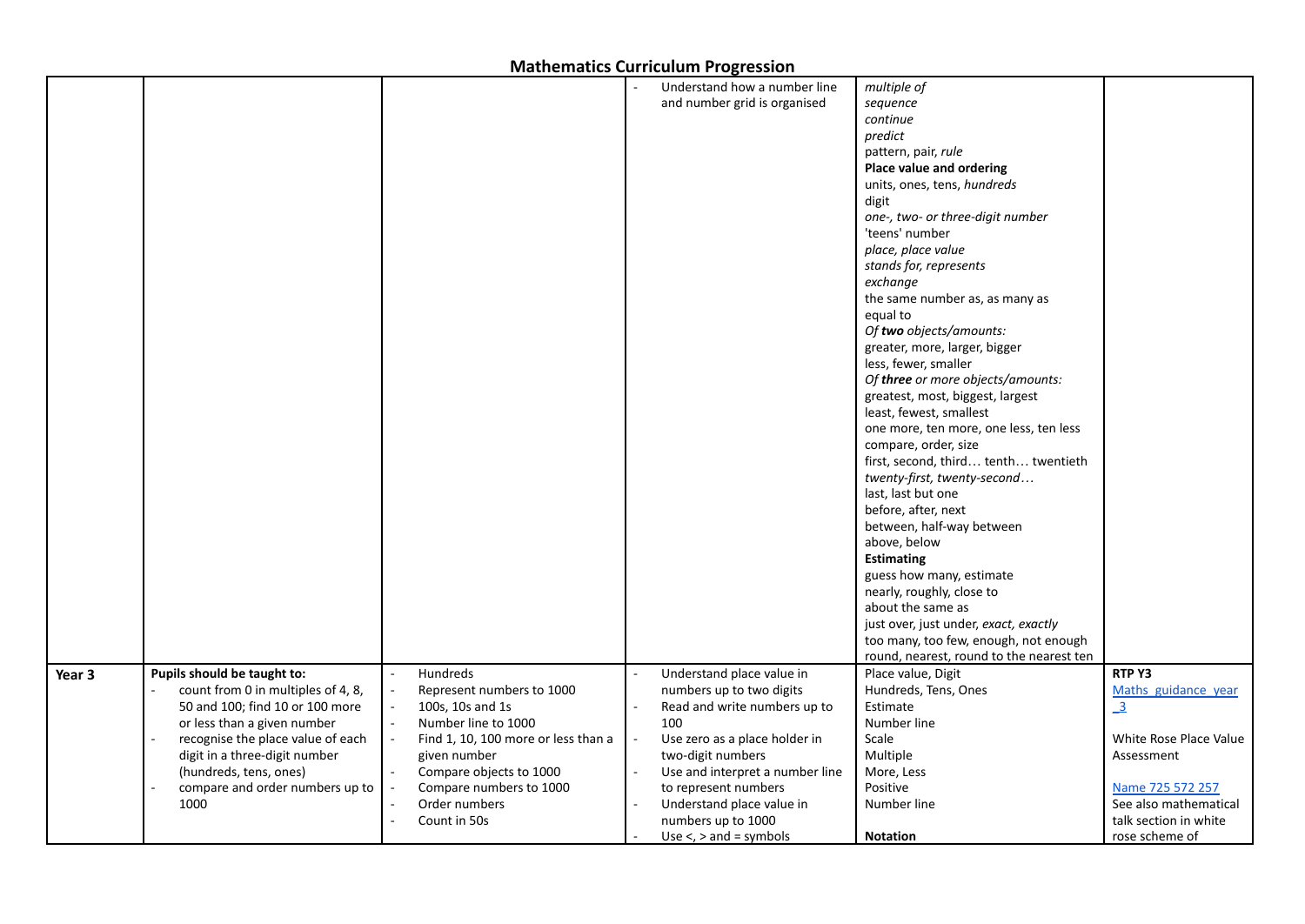# Mathematics Curriculum Progression

| | | | | | |
|---|---|---|---|---|---|
| | | | - Understand how a number line and number grid is organised | *multiple of*<br>*sequence*<br>*continue*<br>*predict*<br>pattern, pair, *rule*<br>**Place value and ordering**<br>units, ones, tens, *hundreds*<br>digit<br>*one-, two- or three-digit number*<br>'teens' number<br>*place, place value*<br>*stands for, represents*<br>*exchange*<br>the same number as, as many as<br>equal to<br>*Of **two** objects/amounts:*<br>greater, more, larger, bigger<br>less, fewer, smaller<br>*Of **three** or more objects/amounts:*<br>greatest, most, biggest, largest<br>least, fewest, smallest<br>one more, ten more, one less, ten less<br>compare, order, size<br>first, second, third… tenth… twentieth<br>*twenty-first, twenty-second…*<br>last, last but one<br>before, after, next<br>between, half-way between<br>above, below<br>**Estimating**<br>guess how many, estimate<br>nearly, roughly, close to<br>about the same as<br>just over, just under, *exact, exactly*<br>too many, too few, enough, not enough<br>round, nearest, round to the nearest ten | |
| **Year 3** | **Pupils should be taught to:**<br>- count from 0 in multiples of 4, 8, 50 and 100; find 10 or 100 more or less than a given number<br>- recognise the place value of each digit in a three-digit number (hundreds, tens, ones)<br>- compare and order numbers up to 1000 | - Hundreds<br>- Represent numbers to 1000<br>- 100s, 10s and 1s<br>- Number line to 1000<br>- Find 1, 10, 100 more or less than a given number<br>- Compare objects to 1000<br>- Compare numbers to 1000<br>- Order numbers<br>- Count in 50s | - Understand place value in numbers up to two digits<br>- Read and write numbers up to 100<br>- Use zero as a place holder in two-digit numbers<br>- Use and interpret a number line to represent numbers<br>- Understand place value in numbers up to 1000<br>- Use <, > and = symbols | Place value, Digit<br>Hundreds, Tens, Ones<br>Estimate<br>Number line<br>Scale<br>Multiple<br>More, Less<br>Positive<br>Number line<br>**Notation** | **RTP Y3**<br>Maths_guidance_year_3<br><br>White Rose Place Value Assessment<br><br>Name 725 572 257<br>See also mathematical talk section in white rose scheme of |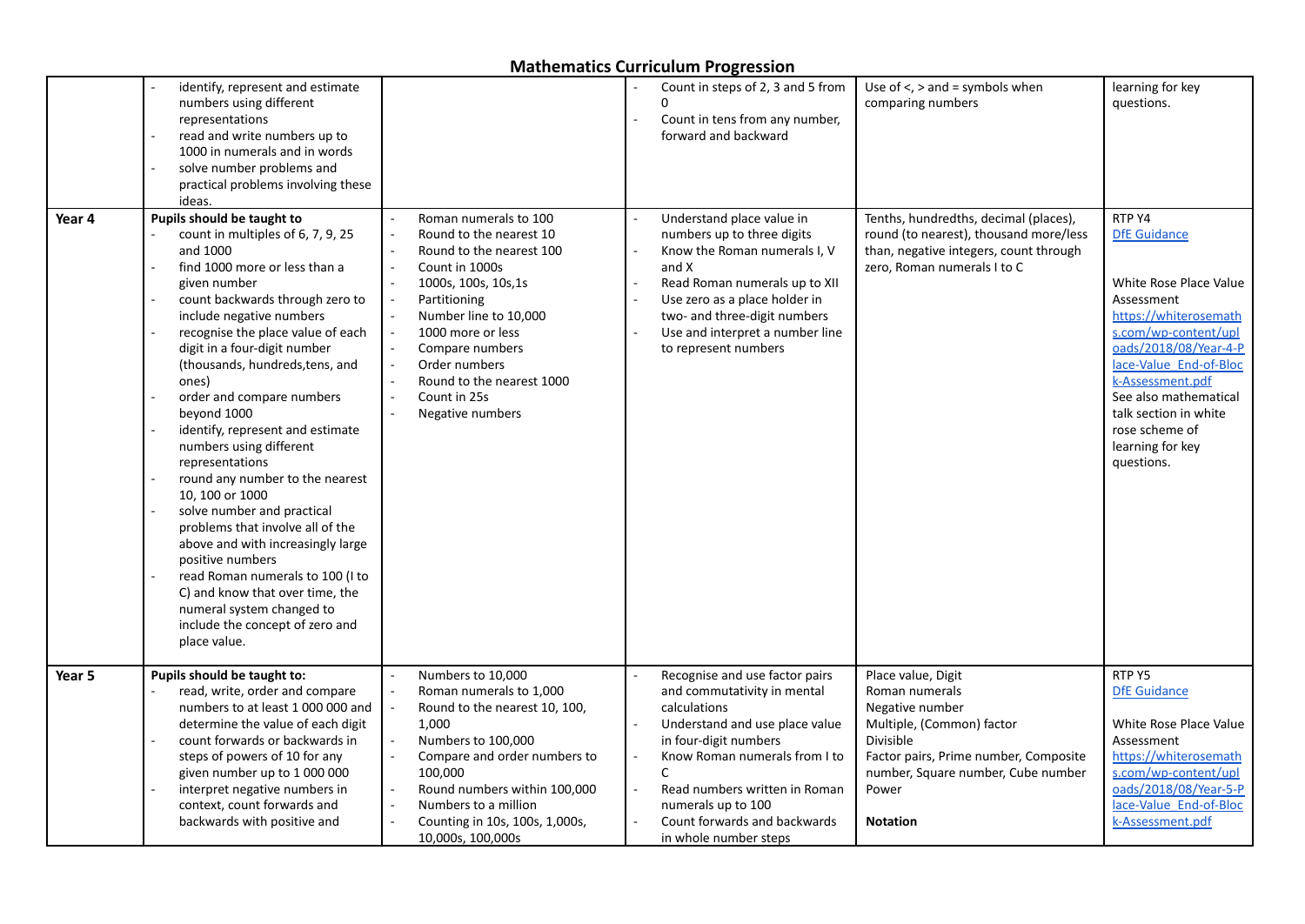# Mathematics Curriculum Progression

| | | | | | |
|---|---|---|---|---|---|
| | - identify, represent and estimate numbers using different representations<br>- read and write numbers up to 1000 in numerals and in words<br>- solve number problems and practical problems involving these ideas. | | - Count in steps of 2, 3 and 5 from 0<br>- Count in tens from any number, forward and backward | Use of <, > and = symbols when comparing numbers | learning for key questions. |
| **Year 4** | **Pupils should be taught to**<br>- count in multiples of 6, 7, 9, 25 and 1000<br>- find 1000 more or less than a given number<br>- count backwards through zero to include negative numbers<br>- recognise the place value of each digit in a four-digit number (thousands, hundreds,tens, and ones)<br>- order and compare numbers beyond 1000<br>- identify, represent and estimate numbers using different representations<br>- round any number to the nearest 10, 100 or 1000<br>- solve number and practical problems that involve all of the above and with increasingly large positive numbers<br>- read Roman numerals to 100 (I to C) and know that over time, the numeral system changed to include the concept of zero and place value. | - Roman numerals to 100<br>- Round to the nearest 10<br>- Round to the nearest 100<br>- Count in 1000s<br>- 1000s, 100s, 10s,1s<br>- Partitioning<br>- Number line to 10,000<br>- 1000 more or less<br>- Compare numbers<br>- Order numbers<br>- Round to the nearest 1000<br>- Count in 25s<br>- Negative numbers | - Understand place value in numbers up to three digits<br>- Know the Roman numerals I, V and X<br>- Read Roman numerals up to XII<br>- Use zero as a place holder in two- and three-digit numbers<br>- Use and interpret a number line to represent numbers | Tenths, hundredths, decimal (places), round (to nearest), thousand more/less than, negative integers, count through zero, Roman numerals I to C | RTP Y4<br>DfE Guidance<br><br>White Rose Place Value Assessment<br>https://whiterosemaths.com/wp-content/uploads/2018/08/Year-4-Place-Value_End-of-Block-Assessment.pdf<br>See also mathematical talk section in white rose scheme of learning for key questions. |
| **Year 5** | **Pupils should be taught to:**<br>- read, write, order and compare numbers to at least 1 000 000 and determine the value of each digit<br>- count forwards or backwards in steps of powers of 10 for any given number up to 1 000 000<br>- interpret negative numbers in context, count forwards and backwards with positive and | - Numbers to 10,000<br>- Roman numerals to 1,000<br>- Round to the nearest 10, 100, 1,000<br>- Numbers to 100,000<br>- Compare and order numbers to 100,000<br>- Round numbers within 100,000<br>- Numbers to a million<br>- Counting in 10s, 100s, 1,000s, 10,000s, 100,000s | - Recognise and use factor pairs and commutativity in mental calculations<br>- Understand and use place value in four-digit numbers<br>- Know Roman numerals from I to C<br>- Read numbers written in Roman numerals up to 100<br>- Count forwards and backwards in whole number steps | Place value, Digit<br>Roman numerals<br>Negative number<br>Multiple, (Common) factor<br>Divisible<br>Factor pairs, Prime number, Composite number, Square number, Cube number<br>Power<br><br>**Notation** | RTP Y5<br>DfE Guidance<br><br>White Rose Place Value Assessment<br>https://whiterosemaths.com/wp-content/uploads/2018/08/Year-5-Place-Value_End-of-Block-Assessment.pdf |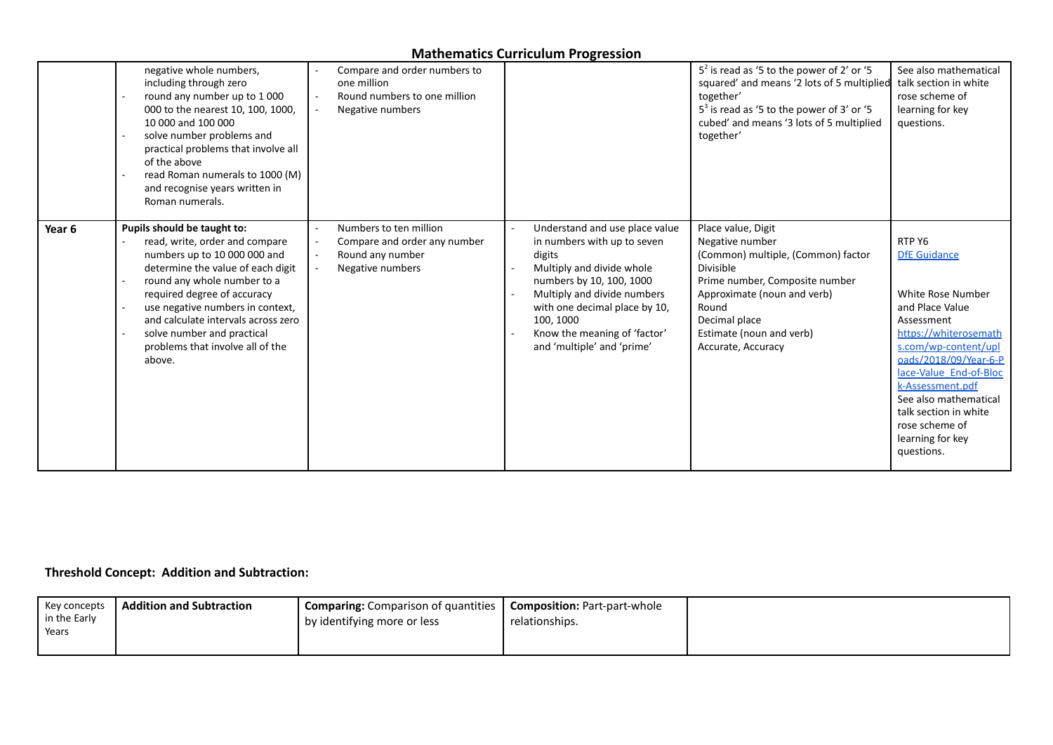## Mathematics Curriculum Progression

| | | | | | |
|---|---|---|---|---|---|
| | negative whole numbers, including through zero<br>- round any number up to 1 000 000 to the nearest 10, 100, 1000, 10 000 and 100 000<br>- solve number problems and practical problems that involve all of the above<br>- read Roman numerals to 1000 (M) and recognise years written in Roman numerals. | - Compare and order numbers to one million<br>- Round numbers to one million<br>- Negative numbers | | $5^2$ is read as '5 to the power of 2' or '5 squared' and means '2 lots of 5 multiplied together'<br>$5^3$ is read as '5 to the power of 3' or '5 cubed' and means '3 lots of 5 multiplied together' | See also mathematical talk section in white rose scheme of learning for key questions. |
| **Year 6** | **Pupils should be taught to:**<br>- read, write, order and compare numbers up to 10 000 000 and determine the value of each digit<br>- round any whole number to a required degree of accuracy<br>- use negative numbers in context, and calculate intervals across zero<br>- solve number and practical problems that involve all of the above. | - Numbers to ten million<br>- Compare and order any number<br>- Round any number<br>- Negative numbers | - Understand and use place value in numbers with up to seven digits<br>- Multiply and divide whole numbers by 10, 100, 1000<br>- Multiply and divide numbers with one decimal place by 10, 100, 1000<br>- Know the meaning of 'factor' and 'multiple' and 'prime' | Place value, Digit<br>Negative number<br>(Common) multiple, (Common) factor<br>Divisible<br>Prime number, Composite number<br>Approximate (noun and verb)<br>Round<br>Decimal place<br>Estimate (noun and verb)<br>Accurate, Accuracy | RTP Y6<br>DfE Guidance<br><br>White Rose Number and Place Value Assessment<br>https://whiterosemaths.com/wp-content/uploads/2018/09/Year-6-Place-Value_End-of-Block-Assessment.pdf<br>See also mathematical talk section in white rose scheme of learning for key questions. |

### Threshold Concept: Addition and Subtraction:

| Key concepts in the Early Years | Addition and Subtraction | Comparing: Comparison of quantities by identifying more or less | Composition: Part-part-whole relationships. | |
|---|---|---|---|---|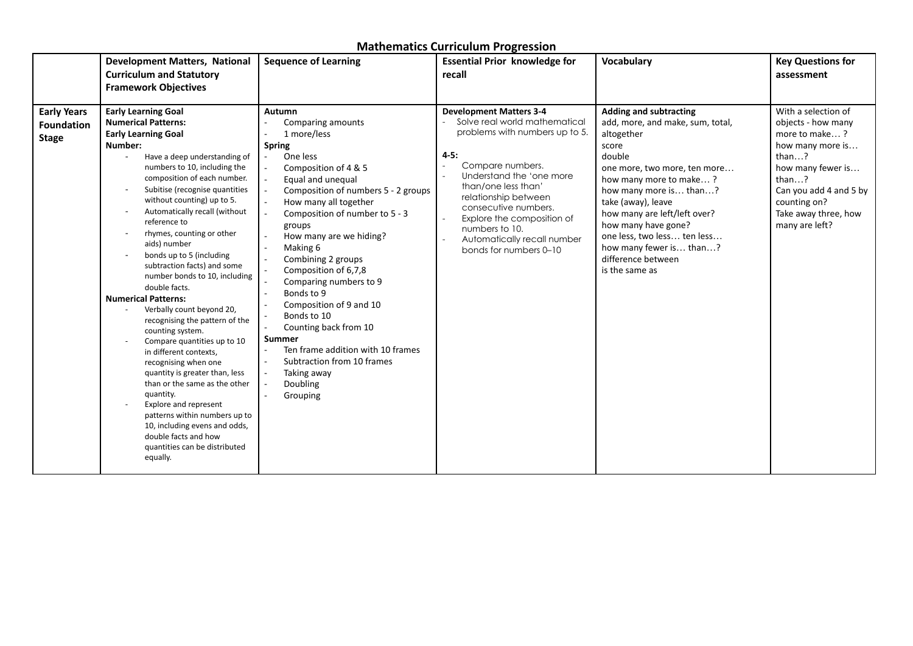# Mathematics Curriculum Progression

| | Development Matters, National Curriculum and Statutory Framework Objectives | Sequence of Learning | Essential Prior knowledge for recall | Vocabulary | Key Questions for assessment |
|---|---|---|---|---|---|
| **Early Years Foundation Stage** | **Early Learning Goal**<br>**Numerical Patterns:**<br>**Early Learning Goal**<br>**Number:**<br>- Have a deep understanding of numbers to 10, including the composition of each number.<br>- Subitise (recognise quantities without counting) up to 5.<br>- Automatically recall (without reference to<br>- rhymes, counting or other aids) number<br>- bonds up to 5 (including subtraction facts) and some number bonds to 10, including double facts.<br>**Numerical Patterns:**<br>- Verbally count beyond 20, recognising the pattern of the counting system.<br>- Compare quantities up to 10 in different contexts, recognising when one quantity is greater than, less than or the same as the other quantity.<br>- Explore and represent patterns within numbers up to 10, including evens and odds, double facts and how quantities can be distributed equally. | **Autumn**<br>- Comparing amounts<br>- 1 more/less<br>**Spring**<br>- One less<br>- Composition of 4 & 5<br>- Equal and unequal<br>- Composition of numbers 5 - 2 groups<br>- How many all together<br>- Composition of number to 5 - 3 groups<br>- How many are we hiding?<br>- Making 6<br>- Combining 2 groups<br>- Composition of 6,7,8<br>- Comparing numbers to 9<br>- Bonds to 9<br>- Composition of 9 and 10<br>- Bonds to 10<br>- Counting back from 10<br>**Summer**<br>- Ten frame addition with 10 frames<br>- Subtraction from 10 frames<br>- Taking away<br>- Doubling<br>- Grouping | **Development Matters 3-4**<br>- Solve real world mathematical problems with numbers up to 5.<br><br>**4-5:**<br>- Compare numbers.<br>- Understand the 'one more than/one less than' relationship between consecutive numbers.<br>- Explore the composition of numbers to 10.<br>- Automatically recall number bonds for numbers 0–10 | **Adding and subtracting**<br>add, more, and make, sum, total, altogether<br>score<br>double<br>one more, two more, ten more…<br>how many more to make… ?<br>how many more is… than…?<br>take (away), leave<br>how many are left/left over?<br>how many have gone?<br>one less, two less… ten less…<br>how many fewer is… than…?<br>difference between<br>is the same as | With a selection of objects - how many more to make… ?<br>how many more is… than…?<br>how many fewer is… than…?<br>Can you add 4 and 5 by counting on?<br>Take away three, how many are left? |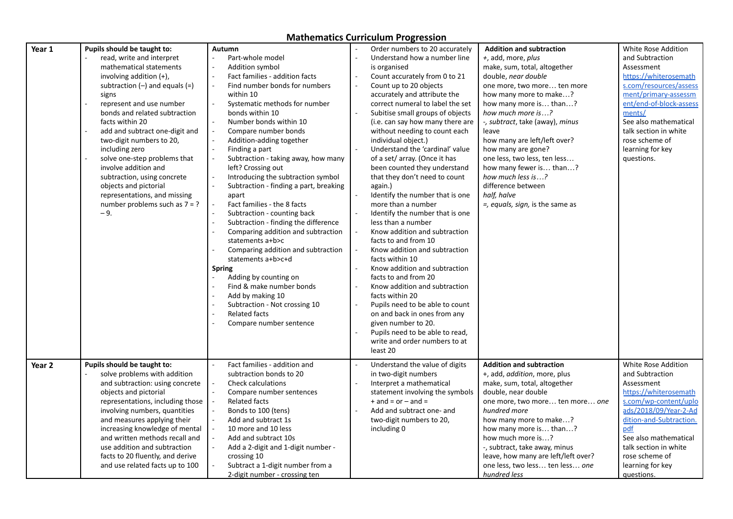# Mathematics Curriculum Progression

| | | | | | |
|---|---|---|---|---|---|
| **Year 1** | **Pupils should be taught to:**<br>- read, write and interpret mathematical statements involving addition (+), subtraction (–) and equals (=) signs<br>- represent and use number bonds and related subtraction facts within 20<br>- add and subtract one-digit and two-digit numbers to 20, including zero<br>- solve one-step problems that involve addition and subtraction, using concrete objects and pictorial representations, and missing number problems such as 7 = ? – 9. | **Autumn**<br>- Part-whole model<br>- Addition symbol<br>- Fact families - addition facts<br>- Find number bonds for numbers within 10<br>- Systematic methods for number bonds within 10<br>- Number bonds within 10<br>- Compare number bonds<br>- Addition-adding together<br>- Finding a part<br>- Subtraction - taking away, how many left? Crossing out<br>- Introducing the subtraction symbol<br>- Subtraction - finding a part, breaking apart<br>- Fact families - the 8 facts<br>- Subtraction - counting back<br>- Subtraction - finding the difference<br>- Comparing addition and subtraction statements a+b>c<br>- Comparing addition and subtraction statements a+b>c+d<br>**Spring**<br>- Adding by counting on<br>- Find & make number bonds<br>- Add by making 10<br>- Subtraction - Not crossing 10<br>- Related facts<br>- Compare number sentence | - Order numbers to 20 accurately<br>- Understand how a number line is organised<br>- Count accurately from 0 to 21<br>- Count up to 20 objects accurately and attribute the correct numeral to label the set<br>- Subitise small groups of objects (i.e. can say how many there are without needing to count each individual object.)<br>- Understand the 'cardinal' value of a set/ array. (Once it has been counted they understand that they don't need to count again.)<br>- Identify the number that is one more than a number<br>- Identify the number that is one less than a number<br>- Know addition and subtraction facts to and from 10<br>- Know addition and subtraction facts within 10<br>- Know addition and subtraction facts to and from 20<br>- Know addition and subtraction facts within 20<br>- Pupils need to be able to count on and back in ones from any given number to 20.<br>- Pupils need to be able to read, write and order numbers to at least 20 | **Addition and subtraction**<br>+, add, more, *plus*<br>make, sum, total, altogether<br>double, *near double*<br>one more, two more… ten more<br>how many more to make…?<br>how many more is… than…?<br>*how much more is…?*<br>*-, subtract*, take (away), *minus*<br>leave<br>how many are left/left over?<br>how many are gone?<br>one less, two less, ten less…<br>how many fewer is… than…?<br>*how much less is…?*<br>difference between<br>*half, halve*<br>=, *equals, sign,* is the same as | White Rose Addition and Subtraction Assessment<br>https://whiterosemaths.com/resources/assessment/primary-assessment/end-of-block-assessments/<br>See also mathematical talk section in white rose scheme of learning for key questions. |
| **Year 2** | **Pupils should be taught to:**<br>- solve problems with addition and subtraction: using concrete objects and pictorial representations, including those involving numbers, quantities and measures applying their increasing knowledge of mental and written methods recall and use addition and subtraction facts to 20 fluently, and derive and use related facts up to 100 | - Fact families - addition and subtraction bonds to 20<br>- Check calculations<br>- Compare number sentences<br>- Related facts<br>- Bonds to 100 (tens)<br>- Add and subtract 1s<br>- 10 more and 10 less<br>- Add and subtract 10s<br>- Add a 2-digit and 1-digit number - crossing 10<br>- Subtract a 1-digit number from a 2-digit number - crossing ten | - Understand the value of digits in two-digit numbers<br>- Interpret a mathematical statement involving the symbols + and = or – and =<br>- Add and subtract one- and two-digit numbers to 20, including 0 | **Addition and subtraction**<br>+, add, *addition*, more, plus<br>make, sum, total, altogether<br>double, near double<br>one more, two more… ten more… *one hundred more*<br>how many more to make…?<br>how many more is… than…?<br>how much more is…?<br>-, subtract, take away, minus<br>leave, how many are left/left over?<br>one less, two less… ten less… *one hundred less* | White Rose Addition and Subtraction Assessment<br>https://whiterosemaths.com/wp-content/uploads/2018/09/Year-2-Addition-and-Subtraction.pdf<br>See also mathematical talk section in white rose scheme of learning for key questions. |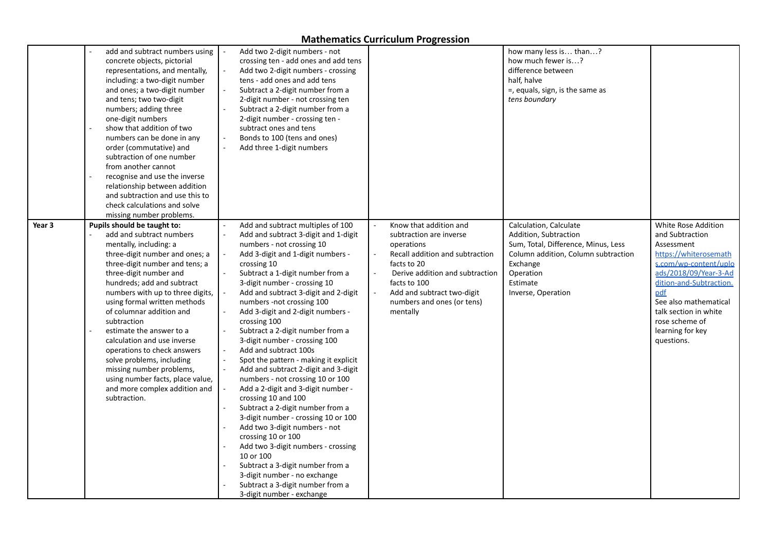# Mathematics Curriculum Progression

| | | | | | |
|---|---|---|---|---|---|
| | - add and subtract numbers using concrete objects, pictorial representations, and mentally, including: a two-digit number and ones; a two-digit number and tens; two two-digit numbers; adding three one-digit numbers<br>- show that addition of two numbers can be done in any order (commutative) and subtraction of one number from another cannot<br>- recognise and use the inverse relationship between addition and subtraction and use this to check calculations and solve missing number problems. | - Add two 2-digit numbers - not crossing ten - add ones and add tens<br>- Add two 2-digit numbers - crossing tens - add ones and add tens<br>- Subtract a 2-digit number from a 2-digit number - not crossing ten<br>- Subtract a 2-digit number from a 2-digit number - crossing ten - subtract ones and tens<br>- Bonds to 100 (tens and ones)<br>- Add three 1-digit numbers | | how many less is… than…?<br>how much fewer is…?<br>difference between<br>half, halve<br>=, equals, sign, is the same as<br>*tens boundary* | |
| **Year 3** | **Pupils should be taught to:**<br>- add and subtract numbers mentally, including: a three-digit number and ones; a three-digit number and tens; a three-digit number and hundreds; add and subtract numbers with up to three digits, using formal written methods of columnar addition and subtraction<br>- estimate the answer to a calculation and use inverse operations to check answers solve problems, including missing number problems, using number facts, place value, and more complex addition and subtraction. | - Add and subtract multiples of 100<br>- Add and subtract 3-digit and 1-digit numbers - not crossing 10<br>- Add 3-digit and 1-digit numbers - crossing 10<br>- Subtract a 1-digit number from a 3-digit number - crossing 10<br>- Add and subtract 3-digit and 2-digit numbers -not crossing 100<br>- Add 3-digit and 2-digit numbers - crossing 100<br>- Subtract a 2-digit number from a 3-digit number - crossing 100<br>- Add and subtract 100s<br>- Spot the pattern - making it explicit<br>- Add and subtract 2-digit and 3-digit numbers - not crossing 10 or 100<br>- Add a 2-digit and 3-digit number - crossing 10 and 100<br>- Subtract a 2-digit number from a 3-digit number - crossing 10 or 100<br>- Add two 3-digit numbers - not crossing 10 or 100<br>- Add two 3-digit numbers - crossing 10 or 100<br>- Subtract a 3-digit number from a 3-digit number - no exchange<br>- Subtract a 3-digit number from a 3-digit number - exchange | - Know that addition and subtraction are inverse operations<br>- Recall addition and subtraction facts to 20<br>- Derive addition and subtraction facts to 100<br>- Add and subtract two-digit numbers and ones (or tens) mentally | Calculation, Calculate<br>Addition, Subtraction<br>Sum, Total, Difference, Minus, Less<br>Column addition, Column subtraction<br>Exchange<br>Operation<br>Estimate<br>Inverse, Operation | White Rose Addition and Subtraction Assessment<br>https://whiterosemaths.com/wp-content/uploads/2018/09/Year-3-Addition-and-Subtraction.pdf<br>See also mathematical talk section in white rose scheme of learning for key questions. |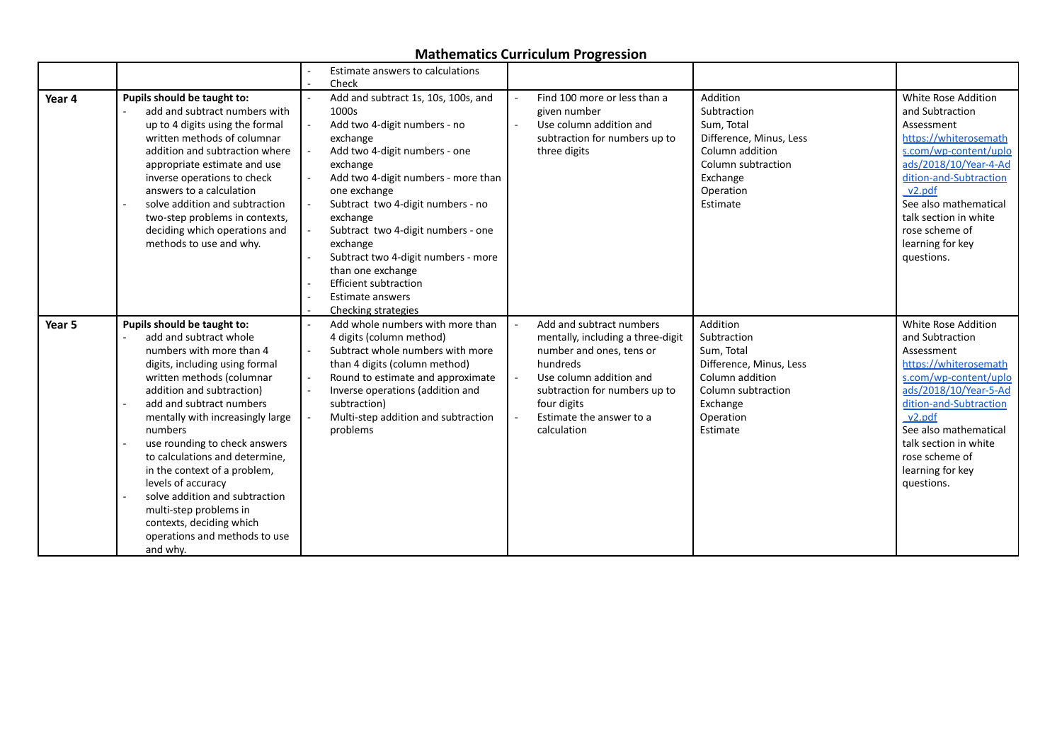# Mathematics Curriculum Progression

| | | | | | |
|---|---|---|---|---|---|
| | | - Estimate answers to calculations<br>- Check | | | |
| **Year 4** | **Pupils should be taught to:**<br>- add and subtract numbers with up to 4 digits using the formal written methods of columnar addition and subtraction where appropriate estimate and use inverse operations to check answers to a calculation<br>- solve addition and subtraction two-step problems in contexts, deciding which operations and methods to use and why. | - Add and subtract 1s, 10s, 100s, and 1000s<br>- Add two 4-digit numbers - no exchange<br>- Add two 4-digit numbers - one exchange<br>- Add two 4-digit numbers - more than one exchange<br>- Subtract two 4-digit numbers - no exchange<br>- Subtract two 4-digit numbers - one exchange<br>- Subtract two 4-digit numbers - more than one exchange<br>- Efficient subtraction<br>- Estimate answers<br>- Checking strategies | - Find 100 more or less than a given number<br>- Use column addition and subtraction for numbers up to three digits | Addition<br>Subtraction<br>Sum, Total<br>Difference, Minus, Less<br>Column addition<br>Column subtraction<br>Exchange<br>Operation<br>Estimate | White Rose Addition and Subtraction Assessment<br>https://whiterosemaths.com/wp-content/uploads/2018/10/Year-4-Addition-and-Subtraction_v2.pdf<br>See also mathematical talk section in white rose scheme of learning for key questions. |
| **Year 5** | **Pupils should be taught to:**<br>- add and subtract whole numbers with more than 4 digits, including using formal written methods (columnar addition and subtraction)<br>- add and subtract numbers mentally with increasingly large numbers<br>- use rounding to check answers to calculations and determine, in the context of a problem, levels of accuracy<br>- solve addition and subtraction multi-step problems in contexts, deciding which operations and methods to use and why. | - Add whole numbers with more than 4 digits (column method)<br>- Subtract whole numbers with more than 4 digits (column method)<br>- Round to estimate and approximate<br>- Inverse operations (addition and subtraction)<br>- Multi-step addition and subtraction problems | - Add and subtract numbers mentally, including a three-digit number and ones, tens or hundreds<br>- Use column addition and subtraction for numbers up to four digits<br>- Estimate the answer to a calculation | Addition<br>Subtraction<br>Sum, Total<br>Difference, Minus, Less<br>Column addition<br>Column subtraction<br>Exchange<br>Operation<br>Estimate | White Rose Addition and Subtraction Assessment<br>https://whiterosemaths.com/wp-content/uploads/2018/10/Year-5-Addition-and-Subtraction_v2.pdf<br>See also mathematical talk section in white rose scheme of learning for key questions. |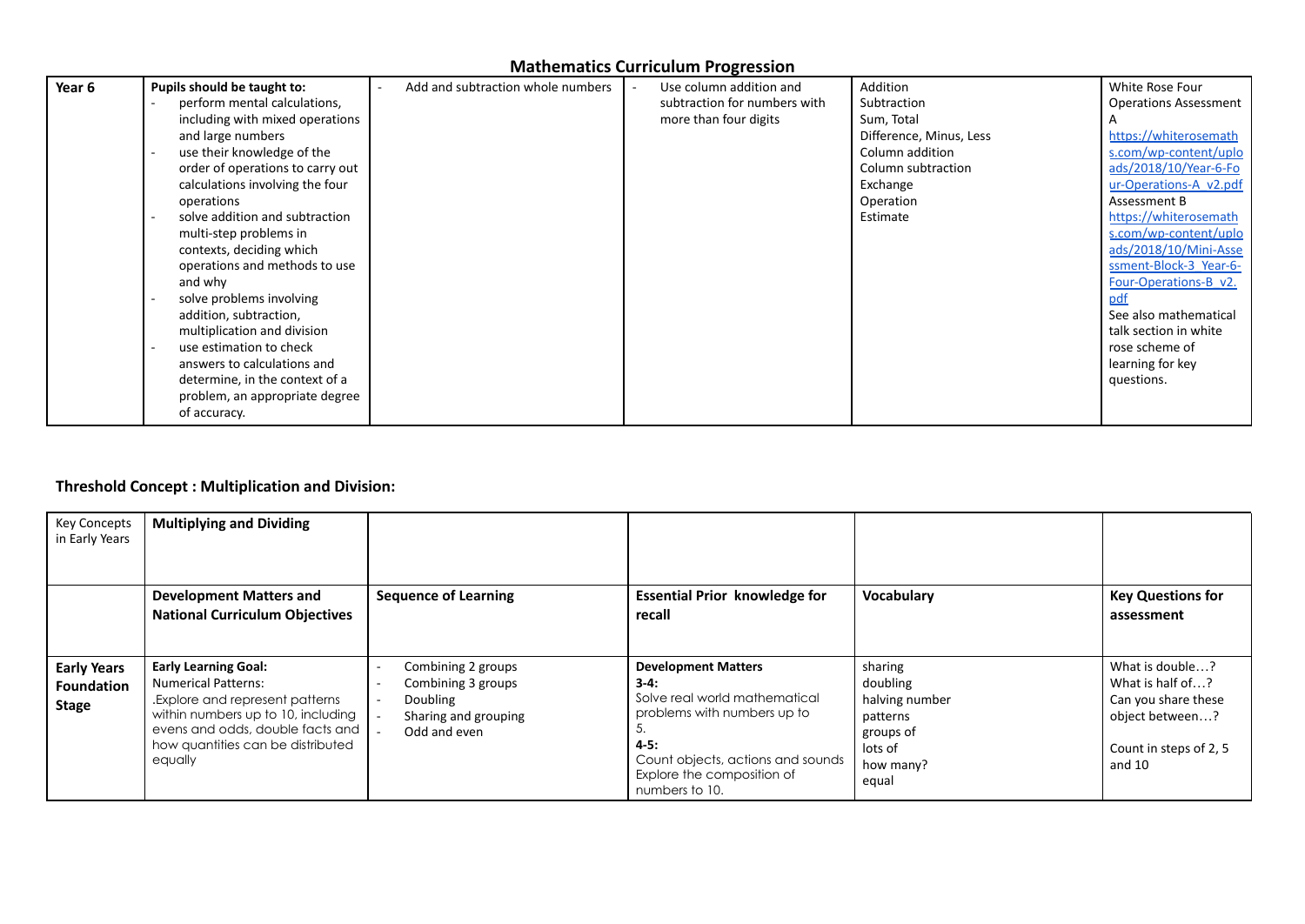## Mathematics Curriculum Progression

| Year 6 | Pupils should be taught to:<br>- perform mental calculations, including with mixed operations and large numbers<br>- use their knowledge of the order of operations to carry out calculations involving the four operations<br>- solve addition and subtraction multi-step problems in contexts, deciding which operations and methods to use and why<br>- solve problems involving addition, subtraction, multiplication and division<br>- use estimation to check answers to calculations and determine, in the context of a problem, an appropriate degree of accuracy. | - Add and subtraction whole numbers | - Use column addition and subtraction for numbers with more than four digits | Addition<br>Subtraction<br>Sum, Total<br>Difference, Minus, Less<br>Column addition<br>Column subtraction<br>Exchange<br>Operation<br>Estimate | White Rose Four Operations Assessment A<br>https://whiterosemaths.com/wp-content/uploads/2018/10/Year-6-Four-Operations-A_v2.pdf<br>Assessment B<br>https://whiterosemaths.com/wp-content/uploads/2018/10/Mini-Assessment-Block-3_Year-6-Four-Operations-B_v2.pdf<br>See also mathematical talk section in white rose scheme of learning for key questions. |
|---|---|---|---|---|---|

### Threshold Concept : Multiplication and Division:

| Key Concepts in Early Years | Multiplying and Dividing | | | | |
|---|---|---|---|---|---|
| | **Development Matters and National Curriculum Objectives** | **Sequence of Learning** | **Essential Prior knowledge for recall** | **Vocabulary** | **Key Questions for assessment** |
| **Early Years Foundation Stage** | **Early Learning Goal:**<br>Numerical Patterns:<br>.Explore and represent patterns within numbers up to 10, including evens and odds, double facts and how quantities can be distributed equally | - Combining 2 groups<br>- Combining 3 groups<br>- Doubling<br>- Sharing and grouping<br>- Odd and even | **Development Matters**<br>**3-4:**<br>Solve real world mathematical problems with numbers up to 5.<br>**4-5:**<br>Count objects, actions and sounds<br>Explore the composition of numbers to 10. | sharing<br>doubling<br>halving number<br>patterns<br>groups of<br>lots of<br>how many?<br>equal | What is double…?<br>What is half of…?<br>Can you share these object between…?<br><br>Count in steps of 2, 5 and 10 |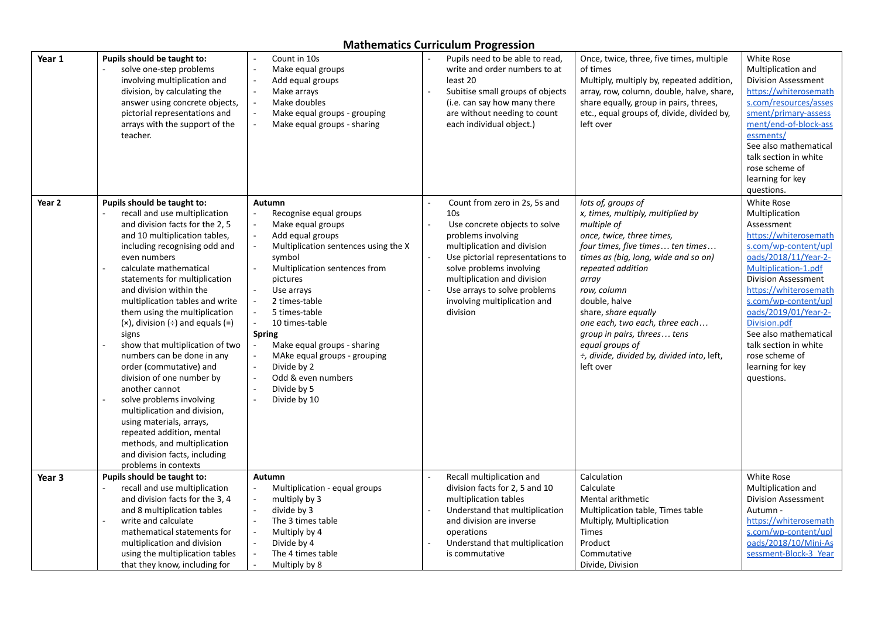# Mathematics Curriculum Progression

| | | | | | |
|---|---|---|---|---|---|
| **Year 1** | **Pupils should be taught to:**<br>- solve one-step problems involving multiplication and division, by calculating the answer using concrete objects, pictorial representations and arrays with the support of the teacher. | - Count in 10s<br>- Make equal groups<br>- Add equal groups<br>- Make arrays<br>- Make doubles<br>- Make equal groups - grouping<br>- Make equal groups - sharing | - Pupils need to be able to read, write and order numbers to at least 20<br>- Subitise small groups of objects (i.e. can say how many there are without needing to count each individual object.) | Once, twice, three, five times, multiple of times<br>Multiply, multiply by, repeated addition, array, row, column, double, halve, share, share equally, group in pairs, threes, etc., equal groups of, divide, divided by, left over | White Rose Multiplication and Division Assessment https://whiterosemaths.com/resources/assessment/primary-assessment/end-of-block-assessments/<br>See also mathematical talk section in white rose scheme of learning for key questions. |
| **Year 2** | **Pupils should be taught to:**<br>- recall and use multiplication and division facts for the 2, 5 and 10 multiplication tables, including recognising odd and even numbers<br>- calculate mathematical statements for multiplication and division within the multiplication tables and write them using the multiplication (×), division (÷) and equals (=) signs<br>- show that multiplication of two numbers can be done in any order (commutative) and division of one number by another cannot<br>- solve problems involving multiplication and division, using materials, arrays, repeated addition, mental methods, and multiplication and division facts, including problems in contexts | **Autumn**<br>- Recognise equal groups<br>- Make equal groups<br>- Add equal groups<br>- Multiplication sentences using the X symbol<br>- Multiplication sentences from pictures<br>- Use arrays<br>- 2 times-table<br>- 5 times-table<br>- 10 times-table<br>**Spring**<br>- Make equal groups - sharing<br>- MAke equal groups - grouping<br>- Divide by 2<br>- Odd & even numbers<br>- Divide by 5<br>- Divide by 10 | - Count from zero in 2s, 5s and 10s<br>- Use concrete objects to solve problems involving multiplication and division<br>- Use pictorial representations to solve problems involving multiplication and division<br>- Use arrays to solve problems involving multiplication and division | *lots of, groups of*<br>*x, times, multiply, multiplied by*<br>*multiple of*<br>*once, twice, three times,*<br>*four times, five times… ten times…*<br>*times as (big, long, wide and so on)*<br>*repeated addition*<br>*array*<br>*row, column*<br>double, halve<br>share, *share equally*<br>*one each, two each, three each…*<br>*group in pairs, threes… tens*<br>*equal groups of*<br>*÷, divide, divided by, divided into*, left, left over | White Rose Multiplication Assessment https://whiterosemaths.com/wp-content/uploads/2018/11/Year-2-Multiplication-1.pdf<br>Division Assessment https://whiterosemaths.com/wp-content/uploads/2019/01/Year-2-Division.pdf<br>See also mathematical talk section in white rose scheme of learning for key questions. |
| **Year 3** | **Pupils should be taught to:**<br>- recall and use multiplication and division facts for the 3, 4 and 8 multiplication tables<br>- write and calculate mathematical statements for multiplication and division using the multiplication tables that they know, including for | **Autumn**<br>- Multiplication - equal groups<br>- multiply by 3<br>- divide by 3<br>- The 3 times table<br>- Multiply by 4<br>- Divide by 4<br>- The 4 times table<br>- Multiply by 8 | - Recall multiplication and division facts for 2, 5 and 10 multiplication tables<br>- Understand that multiplication and division are inverse operations<br>- Understand that multiplication is commutative | Calculation<br>Calculate<br>Mental arithmetic<br>Multiplication table, Times table<br>Multiply, Multiplication<br>Times<br>Product<br>Commutative<br>Divide, Division | White Rose Multiplication and Division Assessment Autumn - https://whiterosemaths.com/wp-content/uploads/2018/10/Mini-Assessment-Block-3_Year |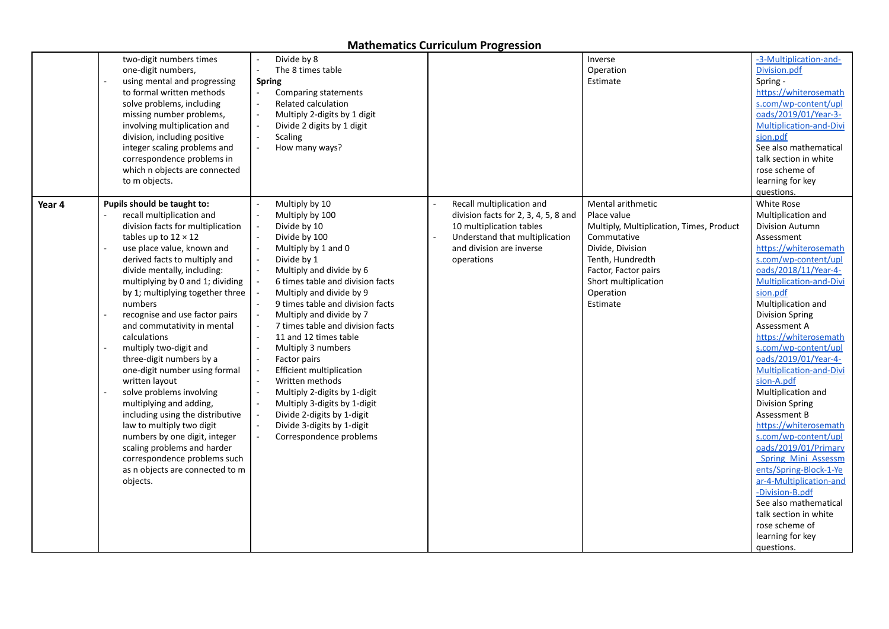# Mathematics Curriculum Progression

| | | | | | |
|---|---|---|---|---|---|
| | - two-digit numbers times one-digit numbers, using mental and progressing to formal written methods<br>- solve problems, including missing number problems, involving multiplication and division, including positive integer scaling problems and correspondence problems in which n objects are connected to m objects. | - Divide by 8<br>- The 8 times table<br>**Spring**<br>- Comparing statements<br>- Related calculation<br>- Multiply 2-digits by 1 digit<br>- Divide 2 digits by 1 digit<br>- Scaling<br>- How many ways? | | Inverse<br>Operation<br>Estimate | -3-Multiplication-and-Division.pdf<br>Spring - https://whiterosemaths.com/wp-content/uploads/2019/01/Year-3-Multiplication-and-Division.pdf<br>See also mathematical talk section in white rose scheme of learning for key questions. |
| **Year 4** | **Pupils should be taught to:**<br>- recall multiplication and division facts for multiplication tables up to 12 × 12<br>- use place value, known and derived facts to multiply and divide mentally, including: multiplying by 0 and 1; dividing by 1; multiplying together three numbers<br>- recognise and use factor pairs and commutativity in mental calculations<br>- multiply two-digit and three-digit numbers by a one-digit number using formal written layout<br>- solve problems involving multiplying and adding, including using the distributive law to multiply two digit numbers by one digit, integer scaling problems and harder correspondence problems such as n objects are connected to m objects. | - Multiply by 10<br>- Multiply by 100<br>- Divide by 10<br>- Divide by 100<br>- Multiply by 1 and 0<br>- Divide by 1<br>- Multiply and divide by 6<br>- 6 times table and division facts<br>- Multiply and divide by 9<br>- 9 times table and division facts<br>- Multiply and divide by 7<br>- 7 times table and division facts<br>- 11 and 12 times table<br>- Multiply 3 numbers<br>- Factor pairs<br>- Efficient multiplication<br>- Written methods<br>- Multiply 2-digits by 1-digit<br>- Multiply 3-digits by 1-digit<br>- Divide 2-digits by 1-digit<br>- Divide 3-digits by 1-digit<br>- Correspondence problems | - Recall multiplication and division facts for 2, 3, 4, 5, 8 and 10 multiplication tables<br>- Understand that multiplication and division are inverse operations | Mental arithmetic<br>Place value<br>Multiply, Multiplication, Times, Product<br>Commutative<br>Divide, Division<br>Tenth, Hundredth<br>Factor, Factor pairs<br>Short multiplication<br>Operation<br>Estimate | White Rose Multiplication and Division Autumn Assessment https://whiterosemaths.com/wp-content/uploads/2018/11/Year-4-Multiplication-and-Division.pdf<br>Multiplication and Division Spring Assessment A https://whiterosemaths.com/wp-content/uploads/2019/01/Year-4-Multiplication-and-Division-A.pdf<br>Multiplication and Division Spring Assessment B https://whiterosemaths.com/wp-content/uploads/2019/01/Primary_Spring_Mini_Assessments/Spring-Block-1-Year-4-Multiplication-and-Division-B.pdf<br>See also mathematical talk section in white rose scheme of learning for key questions. |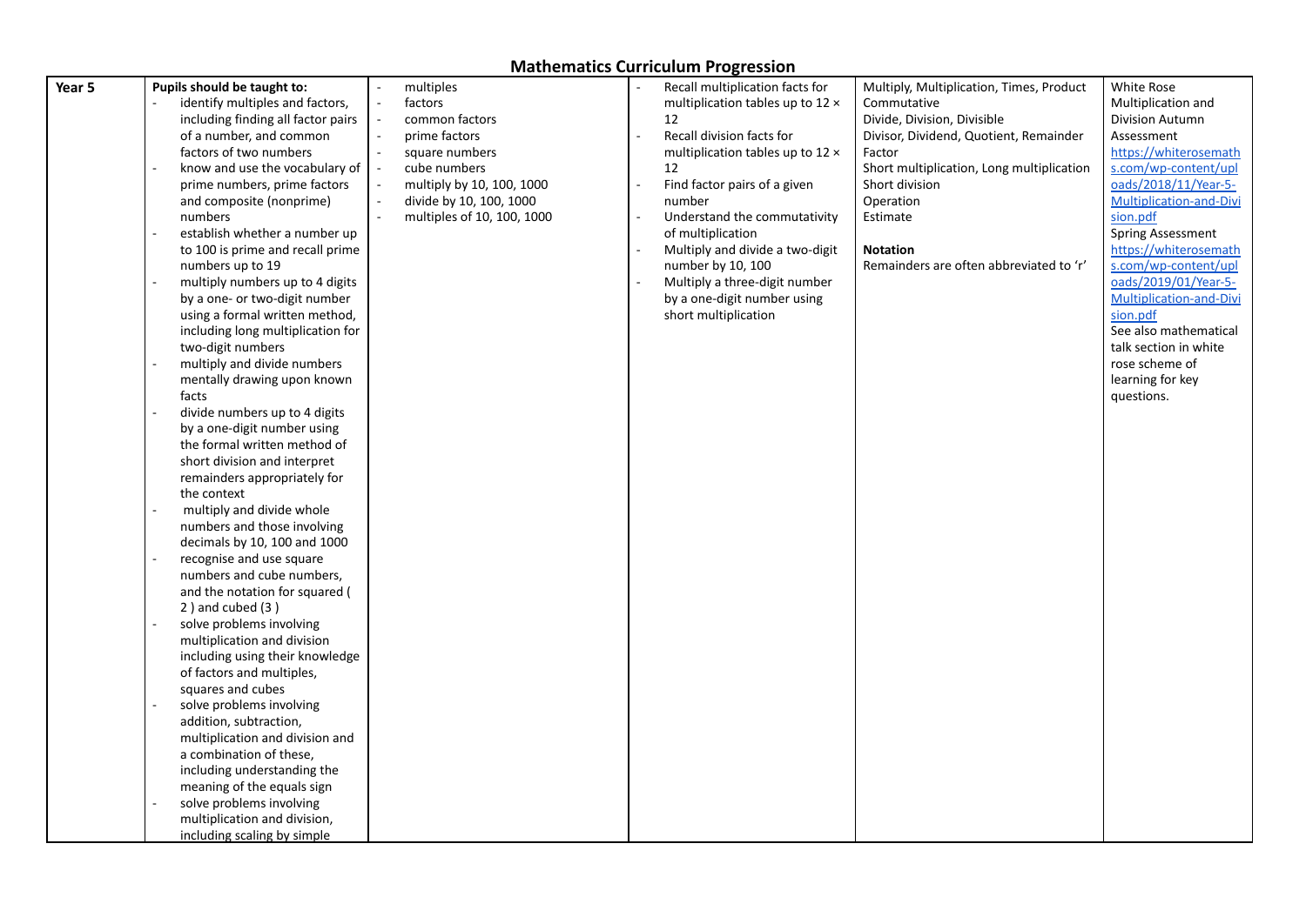# Mathematics Curriculum Progression

| Year 5 | Pupils should be taught to: | | | | |
|---|---|---|---|---|---|
| | - identify multiples and factors, including finding all factor pairs of a number, and common factors of two numbers<br>- know and use the vocabulary of prime numbers, prime factors and composite (nonprime) numbers<br>- establish whether a number up to 100 is prime and recall prime numbers up to 19<br>- multiply numbers up to 4 digits by a one- or two-digit number using a formal written method, including long multiplication for two-digit numbers<br>- multiply and divide numbers mentally drawing upon known facts<br>- divide numbers up to 4 digits by a one-digit number using the formal written method of short division and interpret remainders appropriately for the context<br>- multiply and divide whole numbers and those involving decimals by 10, 100 and 1000<br>- recognise and use square numbers and cube numbers, and the notation for squared ( 2 ) and cubed (3 )<br>- solve problems involving multiplication and division including using their knowledge of factors and multiples, squares and cubes<br>- solve problems involving addition, subtraction, multiplication and division and a combination of these, including understanding the meaning of the equals sign<br>- solve problems involving multiplication and division, including scaling by simple | - multiples<br>- factors<br>- common factors<br>- prime factors<br>- square numbers<br>- cube numbers<br>- multiply by 10, 100, 1000<br>- divide by 10, 100, 1000<br>- multiples of 10, 100, 1000 | - Recall multiplication facts for multiplication tables up to 12 × 12<br>- Recall division facts for multiplication tables up to 12 × 12<br>- Find factor pairs of a given number<br>- Understand the commutativity of multiplication<br>- Multiply and divide a two-digit number by 10, 100<br>- Multiply a three-digit number by a one-digit number using short multiplication | Multiply, Multiplication, Times, Product<br>Commutative<br>Divide, Division, Divisible<br>Divisor, Dividend, Quotient, Remainder<br>Factor<br>Short multiplication, Long multiplication<br>Short division<br>Operation<br>Estimate<br><br>**Notation**<br>Remainders are often abbreviated to 'r' | White Rose Multiplication and Division Autumn Assessment<br>https://whiterosemaths.com/wp-content/uploads/2018/11/Year-5-Multiplication-and-Division.pdf<br>Spring Assessment<br>https://whiterosemaths.com/wp-content/uploads/2019/01/Year-5-Multiplication-and-Division.pdf<br>See also mathematical talk section in white rose scheme of learning for key questions. |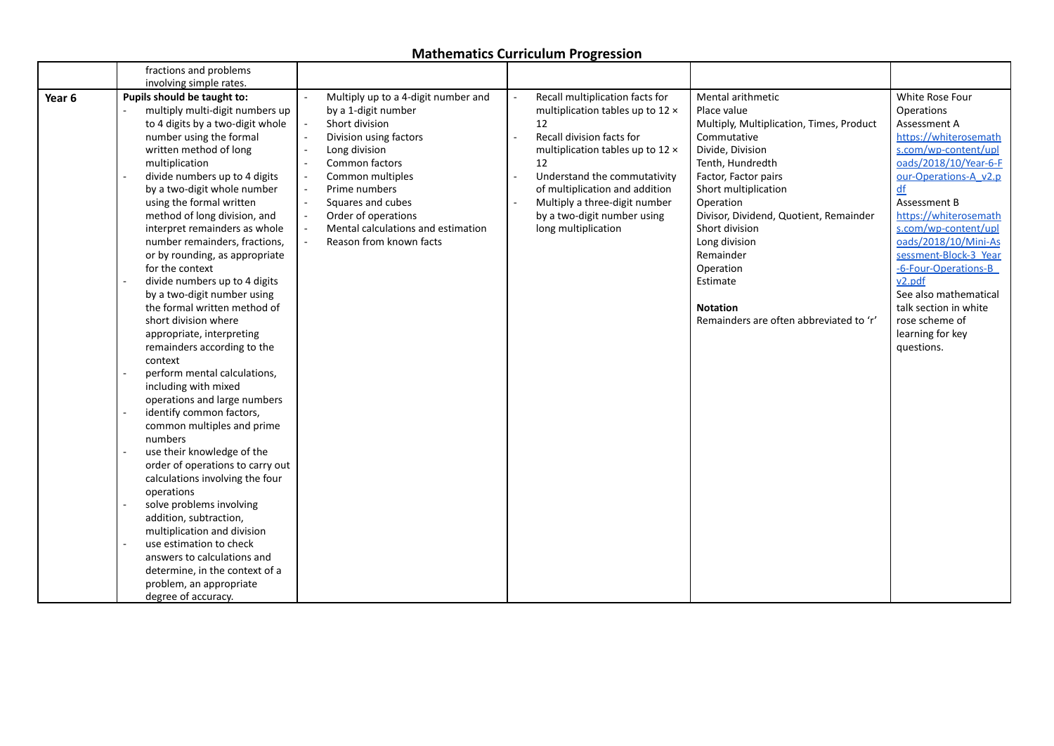## Mathematics Curriculum Progression

| | | | | | |
|---|---|---|---|---|---|
| | fractions and problems involving simple rates. | | | | |
| **Year 6** | **Pupils should be taught to:**<br>- multiply multi-digit numbers up to 4 digits by a two-digit whole number using the formal written method of long multiplication<br>- divide numbers up to 4 digits by a two-digit whole number using the formal written method of long division, and interpret remainders as whole number remainders, fractions, or by rounding, as appropriate for the context<br>- divide numbers up to 4 digits by a two-digit number using the formal written method of short division where appropriate, interpreting remainders according to the context<br>- perform mental calculations, including with mixed operations and large numbers<br>- identify common factors, common multiples and prime numbers<br>- use their knowledge of the order of operations to carry out calculations involving the four operations<br>- solve problems involving addition, subtraction, multiplication and division<br>- use estimation to check answers to calculations and determine, in the context of a problem, an appropriate degree of accuracy. | - Multiply up to a 4-digit number and by a 1-digit number<br>- Short division<br>- Division using factors<br>- Long division<br>- Common factors<br>- Common multiples<br>- Prime numbers<br>- Squares and cubes<br>- Order of operations<br>- Mental calculations and estimation<br>- Reason from known facts | - Recall multiplication facts for multiplication tables up to 12 × 12<br>- Recall division facts for multiplication tables up to 12 × 12<br>- Understand the commutativity of multiplication and addition<br>- Multiply a three-digit number by a two-digit number using long multiplication | Mental arithmetic<br>Place value<br>Multiply, Multiplication, Times, Product<br>Commutative<br>Divide, Division<br>Tenth, Hundredth<br>Factor, Factor pairs<br>Short multiplication<br>Operation<br>Divisor, Dividend, Quotient, Remainder<br>Short division<br>Long division<br>Remainder<br>Operation<br>Estimate<br><br>**Notation**<br>Remainders are often abbreviated to 'r' | White Rose Four Operations<br>Assessment A<br>https://whiterosemaths.com/wp-content/uploads/2018/10/Year-6-Four-Operations-A_v2.pdf<br>Assessment B<br>https://whiterosemaths.com/wp-content/uploads/2018/10/Mini-Assessment-Block-3_Year-6-Four-Operations-B_v2.pdf<br>See also mathematical talk section in white rose scheme of learning for key questions. |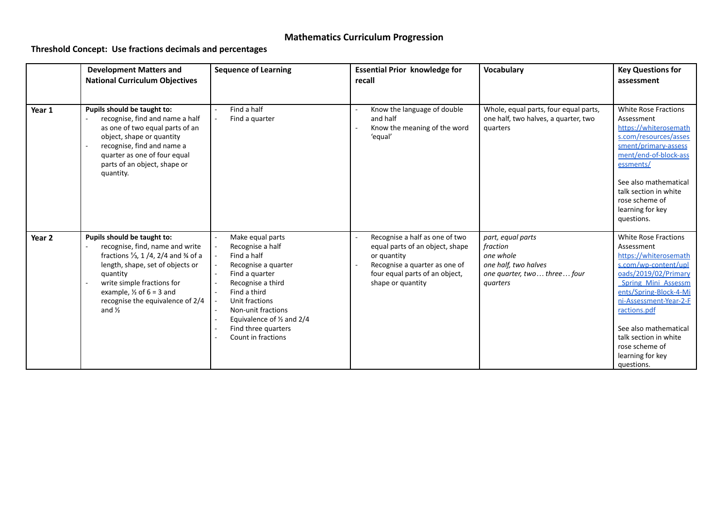# Mathematics Curriculum Progression

**Threshold Concept: Use fractions decimals and percentages**

| | **Development Matters and National Curriculum Objectives** | **Sequence of Learning** | **Essential Prior knowledge for recall** | **Vocabulary** | **Key Questions for assessment** |
|---|---|---|---|---|---|
| **Year 1** | **Pupils should be taught to:**<br>- recognise, find and name a half as one of two equal parts of an object, shape or quantity<br>- recognise, find and name a quarter as one of four equal parts of an object, shape or quantity. | - Find a half<br>- Find a quarter | - Know the language of double and half<br>- Know the meaning of the word 'equal' | Whole, equal parts, four equal parts, one half, two halves, a quarter, two quarters | White Rose Fractions Assessment https://whiterosemaths.com/resources/assessment/primary-assessment/end-of-block-assessments/<br><br>See also mathematical talk section in white rose scheme of learning for key questions. |
| **Year 2** | **Pupils should be taught to:**<br>- recognise, find, name and write fractions ⅓, 1 /4, 2/4 and ¾ of a length, shape, set of objects or quantity<br>- write simple fractions for example, ½ of 6 = 3 and recognise the equivalence of 2/4 and ½ | - Make equal parts<br>- Recognise a half<br>- Find a half<br>- Recognise a quarter<br>- Find a quarter<br>- Recognise a third<br>- Find a third<br>- Unit fractions<br>- Non-unit fractions<br>- Equivalence of ½ and 2/4<br>- Find three quarters<br>- Count in fractions | - Recognise a half as one of two equal parts of an object, shape or quantity<br>- Recognise a quarter as one of four equal parts of an object, shape or quantity | *part, equal parts*<br>*fraction*<br>*one whole*<br>*one half, two halves*<br>*one quarter, two… three… four quarters* | White Rose Fractions Assessment https://whiterosemaths.com/wp-content/uploads/2019/02/Primary_Spring_Mini_Assessments/Spring-Block-4-Mini-Assessment-Year-2-Fractions.pdf<br><br>See also mathematical talk section in white rose scheme of learning for key questions. |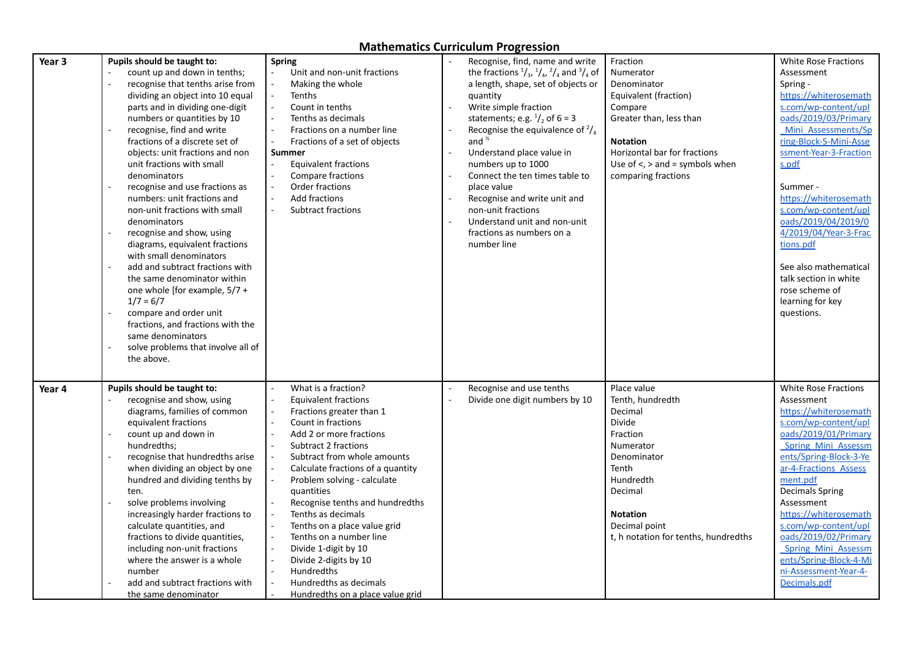# Mathematics Curriculum Progression

| | | | | | |
|---|---|---|---|---|---|
| **Year 3** | **Pupils should be taught to:**<br>- count up and down in tenths;<br>- recognise that tenths arise from dividing an object into 10 equal parts and in dividing one-digit numbers or quantities by 10<br>- recognise, find and write fractions of a discrete set of objects: unit fractions and non unit fractions with small denominators<br>- recognise and use fractions as numbers: unit fractions and non-unit fractions with small denominators<br>- recognise and show, using diagrams, equivalent fractions with small denominators<br>- add and subtract fractions with the same denominator within one whole [for example, 5/7 + 1/7 = 6/7<br>- compare and order unit fractions, and fractions with the same denominators<br>- solve problems that involve all of the above. | **Spring**<br>- Unit and non-unit fractions<br>- Making the whole<br>- Tenths<br>- Count in tenths<br>- Tenths as decimals<br>- Fractions on a number line<br>- Fractions of a set of objects<br>**Summer**<br>- Equivalent fractions<br>- Compare fractions<br>- Order fractions<br>- Add fractions<br>- Subtract fractions | - Recognise, find, name and write the fractions $^1/_3$, $^1/_4$, $^2/_4$ and $^3/_4$ of a length, shape, set of objects or quantity<br>- Write simple fraction statements; e.g. $^1/_2$ of 6 = 3<br>- Recognise the equivalence of $^2/_4$ and ½<br>- Understand place value in numbers up to 1000<br>- Connect the ten times table to place value<br>- Recognise and write unit and non-unit fractions<br>- Understand unit and non-unit fractions as numbers on a number line | Fraction<br>Numerator<br>Denominator<br>Equivalent (fraction)<br>Compare<br>Greater than, less than<br><br>**Notation**<br>Horizontal bar for fractions<br>Use of <, > and = symbols when comparing fractions | White Rose Fractions Assessment<br>Spring - https://whiterosemaths.com/wp-content/uploads/2019/03/Primary_Mini_Assessments/Spring-Block-5-Mini-Assessment-Year-3-Fractions.pdf<br><br>Summer - https://whiterosemaths.com/wp-content/uploads/2019/04/2019/04/2019/04/Year-3-Fractions.pdf<br><br>See also mathematical talk section in white rose scheme of learning for key questions. |
| **Year 4** | **Pupils should be taught to:**<br>- recognise and show, using diagrams, families of common equivalent fractions<br>- count up and down in hundredths;<br>- recognise that hundredths arise when dividing an object by one hundred and dividing tenths by ten.<br>- solve problems involving increasingly harder fractions to calculate quantities, and fractions to divide quantities, including non-unit fractions where the answer is a whole number<br>- add and subtract fractions with the same denominator | - What is a fraction?<br>- Equivalent fractions<br>- Fractions greater than 1<br>- Count in fractions<br>- Add 2 or more fractions<br>- Subtract 2 fractions<br>- Subtract from whole amounts<br>- Calculate fractions of a quantity<br>- Problem solving - calculate quantities<br>- Recognise tenths and hundredths<br>- Tenths as decimals<br>- Tenths on a place value grid<br>- Tenths on a number line<br>- Divide 1-digit by 10<br>- Divide 2-digits by 10<br>- Hundredths<br>- Hundredths as decimals<br>- Hundredths on a place value grid | - Recognise and use tenths<br>- Divide one digit numbers by 10 | Place value<br>Tenth, hundredth<br>Decimal<br>Divide<br>Fraction<br>Numerator<br>Denominator<br>Tenth<br>Hundredth<br>Decimal<br><br>**Notation**<br>Decimal point<br>t, h notation for tenths, hundredths | White Rose Fractions Assessment<br>https://whiterosemaths.com/wp-content/uploads/2019/01/Primary_Spring_Mini_Assessments/Spring-Block-3-Year-4-Fractions_Assessment.pdf<br>Decimals Spring Assessment<br>https://whiterosemaths.com/wp-content/uploads/2019/02/Primary_Spring_Mini_Assessments/Spring-Block-4-Mini-Assessment-Year-4-Decimals.pdf |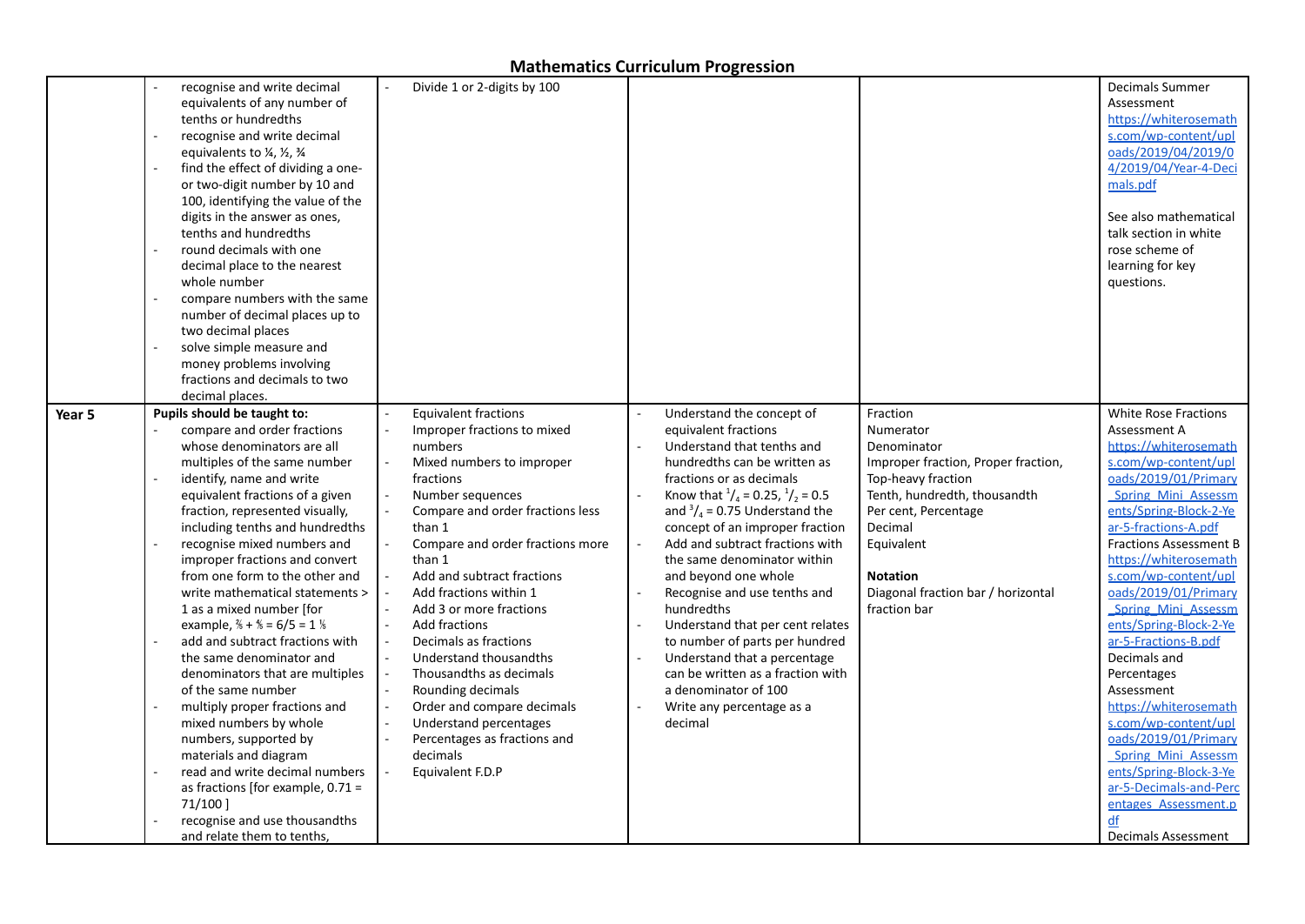# Mathematics Curriculum Progression

| | | | | | |
|---|---|---|---|---|---|
| | - recognise and write decimal equivalents of any number of tenths or hundredths<br>- recognise and write decimal equivalents to ¼, ½, ¾<br>- find the effect of dividing a one- or two-digit number by 10 and 100, identifying the value of the digits in the answer as ones, tenths and hundredths<br>- round decimals with one decimal place to the nearest whole number<br>- compare numbers with the same number of decimal places up to two decimal places<br>- solve simple measure and money problems involving fractions and decimals to two decimal places. | - Divide 1 or 2-digits by 100 | | | Decimals Summer Assessment https://whiterosemaths.com/wp-content/uploads/2019/04/2019/04/2019/04/Year-4-Decimals.pdf<br><br>See also mathematical talk section in white rose scheme of learning for key questions. |
| **Year 5** | **Pupils should be taught to:**<br>- compare and order fractions whose denominators are all multiples of the same number<br>- identify, name and write equivalent fractions of a given fraction, represented visually, including tenths and hundredths<br>- recognise mixed numbers and improper fractions and convert from one form to the other and write mathematical statements > 1 as a mixed number [for example, ⅖ + ⅘ = 6/5 = 1 ⅕<br>- add and subtract fractions with the same denominator and denominators that are multiples of the same number<br>- multiply proper fractions and mixed numbers by whole numbers, supported by materials and diagram<br>- read and write decimal numbers as fractions [for example, 0.71 = 71/100 ]<br>- recognise and use thousandths and relate them to tenths, | - Equivalent fractions<br>- Improper fractions to mixed numbers<br>- Mixed numbers to improper fractions<br>- Number sequences<br>- Compare and order fractions less than 1<br>- Compare and order fractions more than 1<br>- Add and subtract fractions<br>- Add fractions within 1<br>- Add 3 or more fractions<br>- Add fractions<br>- Decimals as fractions<br>- Understand thousandths<br>- Thousandths as decimals<br>- Rounding decimals<br>- Order and compare decimals<br>- Understand percentages<br>- Percentages as fractions and decimals<br>- Equivalent F.D.P | - Understand the concept of equivalent fractions<br>- Understand that tenths and hundredths can be written as fractions or as decimals<br>- Know that $^1/_4 = 0.25$, $^1/_2 = 0.5$ and $^3/_4 = 0.75$ Understand the concept of an improper fraction<br>- Add and subtract fractions with the same denominator within and beyond one whole<br>- Recognise and use tenths and hundredths<br>- Understand that per cent relates to number of parts per hundred<br>- Understand that a percentage can be written as a fraction with a denominator of 100<br>- Write any percentage as a decimal | Fraction<br>Numerator<br>Denominator<br>Improper fraction, Proper fraction,<br>Top-heavy fraction<br>Tenth, hundredth, thousandth<br>Per cent, Percentage<br>Decimal<br>Equivalent<br><br>**Notation**<br>Diagonal fraction bar / horizontal fraction bar | White Rose Fractions Assessment A https://whiterosemaths.com/wp-content/uploads/2019/01/Primary_Spring_Mini_Assessments/Spring-Block-2-Year-5-fractions-A.pdf<br>Fractions Assessment B https://whiterosemaths.com/wp-content/uploads/2019/01/Primary_Spring_Mini_Assessments/Spring-Block-2-Year-5-Fractions-B.pdf<br>Decimals and Percentages Assessment https://whiterosemaths.com/wp-content/uploads/2019/01/Primary_Spring_Mini_Assessments/Spring-Block-3-Year-5-Decimals-and-Percentages_Assessment.pdf<br>Decimals Assessment |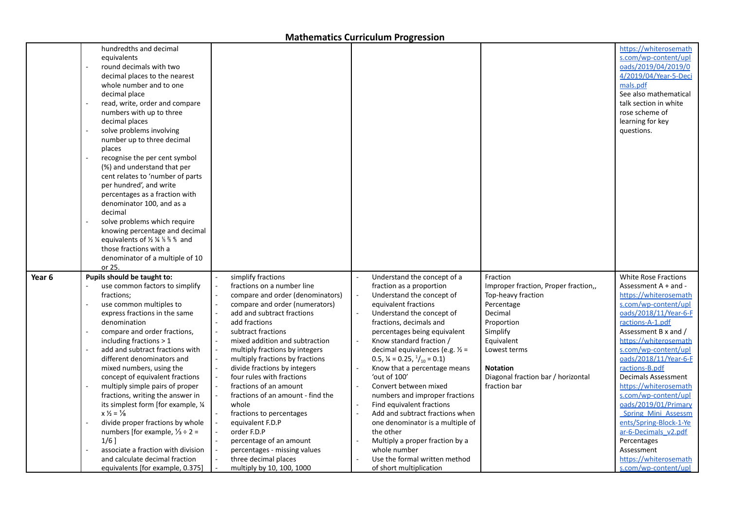## Mathematics Curriculum Progression

| | | | | | |
|---|---|---|---|---|---|
| | hundredths and decimal equivalents<br>- round decimals with two decimal places to the nearest whole number and to one decimal place<br>- read, write, order and compare numbers with up to three decimal places<br>- solve problems involving number up to three decimal places<br>- recognise the per cent symbol (%) and understand that per cent relates to 'number of parts per hundred', and write percentages as a fraction with denominator 100, and as a decimal<br>- solve problems which require knowing percentage and decimal equivalents of ½ ¼ ⅕ ⅖ ⅘ and those fractions with a denominator of a multiple of 10 or 25. | | | | https://whiterosemaths.com/wp-content/uploads/2019/04/2019/04/2019/04/Year-5-Decimals.pdf<br>See also mathematical talk section in white rose scheme of learning for key questions. |
| **Year 6** | **Pupils should be taught to:**<br>- use common factors to simplify fractions;<br>- use common multiples to express fractions in the same denomination<br>- compare and order fractions, including fractions > 1<br>- add and subtract fractions with different denominators and mixed numbers, using the concept of equivalent fractions<br>- multiply simple pairs of proper fractions, writing the answer in its simplest form [for example, $\frac{1}{4} \times \frac{1}{2} = \frac{1}{8}$<br>- divide proper fractions by whole numbers [for example, $\frac{1}{3} \div 2 = 1/6$ ]<br>- associate a fraction with division and calculate decimal fraction equivalents [for example, 0.375] | - simplify fractions<br>- fractions on a number line<br>- compare and order (denominators)<br>- compare and order (numerators)<br>- add and subtract fractions<br>- add fractions<br>- subtract fractions<br>- mixed addition and subtraction<br>- multiply fractions by integers<br>- multiply fractions by fractions<br>- divide fractions by integers<br>- four rules with fractions<br>- fractions of an amount<br>- fractions of an amount - find the whole<br>- fractions to percentages<br>- equivalent F.D.P<br>- order F.D.P<br>- percentage of an amount<br>- percentages - missing values<br>- three decimal places<br>- multiply by 10, 100, 1000 | - Understand the concept of a fraction as a proportion<br>- Understand the concept of equivalent fractions<br>- Understand the concept of fractions, decimals and percentages being equivalent<br>- Know standard fraction / decimal equivalences (e.g. ½ = 0.5, ¼ = 0.25, $^1/_{10}$ = 0.1)<br>- Know that a percentage means 'out of 100'<br>- Convert between mixed numbers and improper fractions<br>- Find equivalent fractions<br>- Add and subtract fractions when one denominator is a multiple of the other<br>- Multiply a proper fraction by a whole number<br>- Use the formal written method of short multiplication | Fraction<br>Improper fraction, Proper fraction,,<br>Top-heavy fraction<br>Percentage<br>Decimal<br>Proportion<br>Simplify<br>Equivalent<br>Lowest terms<br><br>**Notation**<br>Diagonal fraction bar / horizontal fraction bar | White Rose Fractions Assessment A + and -<br>https://whiterosemaths.com/wp-content/uploads/2018/11/Year-6-Fractions-A-1.pdf<br>Assessment B x and /<br>https://whiterosemaths.com/wp-content/uploads/2018/11/Year-6-Fractions-B.pdf<br>Decimals Assessment<br>https://whiterosemaths.com/wp-content/uploads/2019/01/Primary_Spring_Mini_Assessments/Spring-Block-1-Year-6-Decimals_v2.pdf<br>Percentages Assessment<br>https://whiterosemaths.com/wp-content/upl |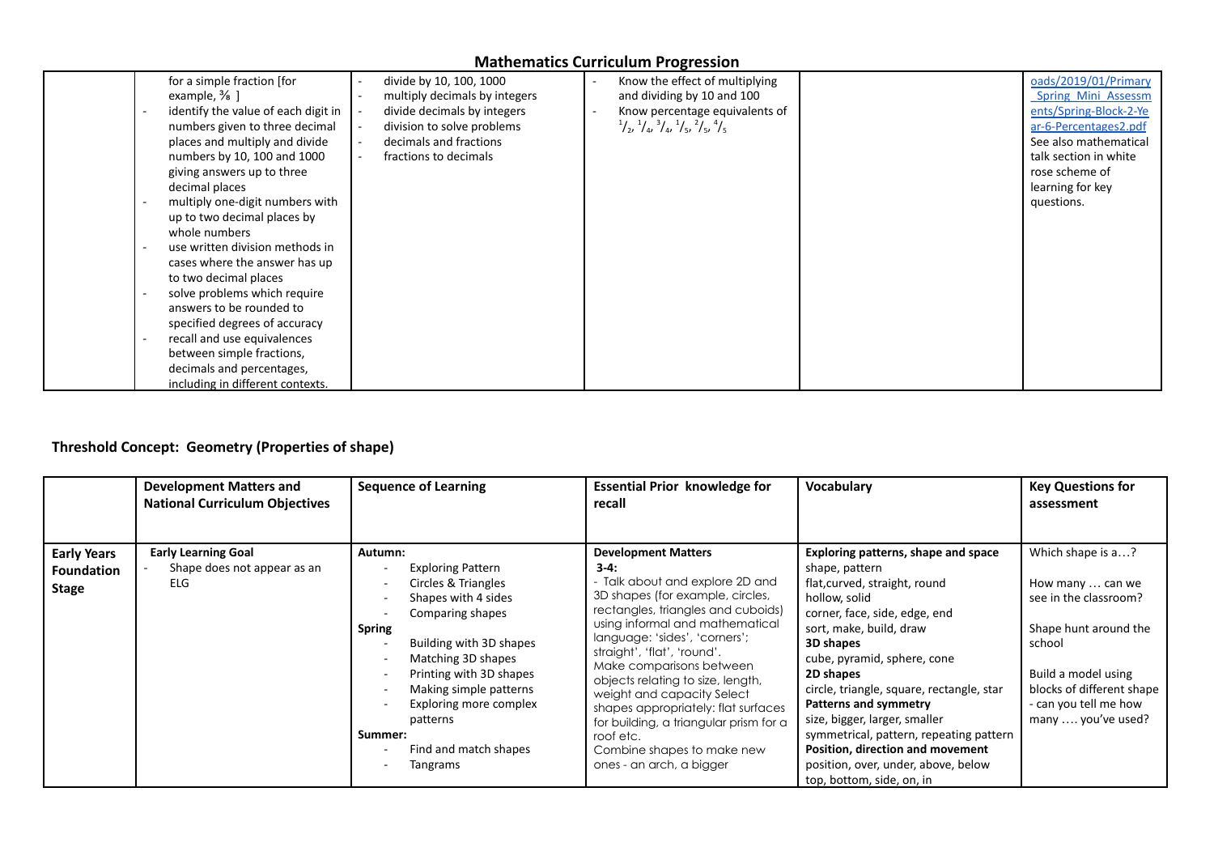# Mathematics Curriculum Progression

| | | | | | |
|---|---|---|---|---|---|
| | for a simple fraction [for example, ⅜ ]<br>- identify the value of each digit in numbers given to three decimal places and multiply and divide numbers by 10, 100 and 1000 giving answers up to three decimal places<br>- multiply one-digit numbers with up to two decimal places by whole numbers<br>- use written division methods in cases where the answer has up to two decimal places<br>- solve problems which require answers to be rounded to specified degrees of accuracy<br>- recall and use equivalences between simple fractions, decimals and percentages, including in different contexts. | - divide by 10, 100, 1000<br>- multiply decimals by integers<br>- divide decimals by integers<br>- division to solve problems<br>- decimals and fractions<br>- fractions to decimals | - Know the effect of multiplying and dividing by 10 and 100<br>- Know percentage equivalents of $^1/_2$, $^1/_4$, $^3/_4$, $^1/_5$, $^2/_5$, $^4/_5$ | | oads/2019/01/Primary_Spring_Mini_Assessments/Spring-Block-2-Year-6-Percentages2.pdf<br>See also mathematical talk section in white rose scheme of learning for key questions. |

## Threshold Concept: Geometry (Properties of shape)

| | Development Matters and National Curriculum Objectives | Sequence of Learning | Essential Prior knowledge for recall | Vocabulary | Key Questions for assessment |
|---|---|---|---|---|---|
| **Early Years Foundation Stage** | **Early Learning Goal**<br>- Shape does not appear as an ELG | **Autumn:**<br>- Exploring Pattern<br>- Circles & Triangles<br>- Shapes with 4 sides<br>- Comparing shapes<br>**Spring**<br>- Building with 3D shapes<br>- Matching 3D shapes<br>- Printing with 3D shapes<br>- Making simple patterns<br>- Exploring more complex patterns<br>**Summer:**<br>- Find and match shapes<br>- Tangrams | **Development Matters**<br>**3-4:**<br>- Talk about and explore 2D and 3D shapes (for example, circles, rectangles, triangles and cuboids) using informal and mathematical language: 'sides', 'corners'; straight', 'flat', 'round'.<br>Make comparisons between objects relating to size, length, weight and capacity Select shapes appropriately: flat surfaces for building, a triangular prism for a roof etc.<br>Combine shapes to make new ones - an arch, a bigger | **Exploring patterns, shape and space**<br>shape, pattern<br>flat,curved, straight, round<br>hollow, solid<br>corner, face, side, edge, end<br>sort, make, build, draw<br>**3D shapes**<br>cube, pyramid, sphere, cone<br>**2D shapes**<br>circle, triangle, square, rectangle, star<br>**Patterns and symmetry**<br>size, bigger, larger, smaller<br>symmetrical, pattern, repeating pattern<br>**Position, direction and movement**<br>position, over, under, above, below<br>top, bottom, side, on, in | Which shape is a…?<br><br>How many … can we see in the classroom?<br><br>Shape hunt around the school<br><br>Build a model using blocks of different shape - can you tell me how many …. you've used? |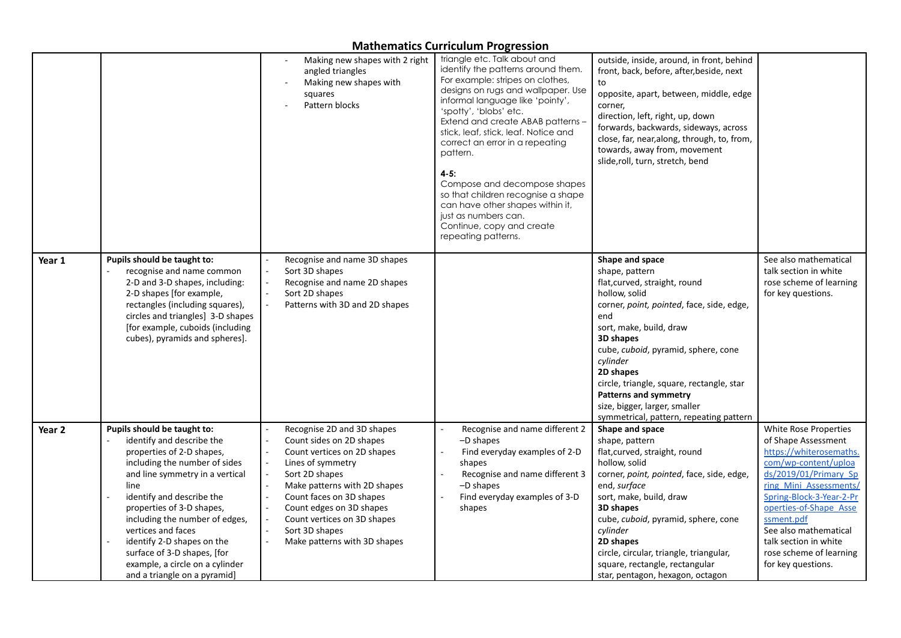# Mathematics Curriculum Progression

| | | | | | |
|---|---|---|---|---|---|
| | | - Making new shapes with 2 right angled triangles<br>- Making new shapes with squares<br>- Pattern blocks | triangle etc. Talk about and identify the patterns around them. For example: stripes on clothes, designs on rugs and wallpaper. Use informal language like 'pointy', 'spotty', 'blobs' etc.<br>Extend and create ABAB patterns – stick, leaf, stick, leaf. Notice and correct an error in a repeating pattern.<br><br>**4-5:**<br>Compose and decompose shapes so that children recognise a shape can have other shapes within it, just as numbers can.<br>Continue, copy and create repeating patterns. | outside, inside, around, in front, behind front, back, before, after,beside, next to<br>opposite, apart, between, middle, edge corner,<br>direction, left, right, up, down<br>forwards, backwards, sideways, across close, far, near,along, through, to, from, towards, away from, movement<br>slide,roll, turn, stretch, bend | |
| **Year 1** | **Pupils should be taught to:**<br>- recognise and name common 2-D and 3-D shapes, including: 2-D shapes [for example, rectangles (including squares), circles and triangles] 3-D shapes [for example, cuboids (including cubes), pyramids and spheres]. | - Recognise and name 3D shapes<br>- Sort 3D shapes<br>- Recognise and name 2D shapes<br>- Sort 2D shapes<br>- Patterns with 3D and 2D shapes | | **Shape and space**<br>shape, pattern<br>flat,curved, straight, round<br>hollow, solid<br>corner, *point, pointed*, face, side, edge, end<br>sort, make, build, draw<br>**3D shapes**<br>cube, *cuboid*, pyramid, sphere, cone<br>*cylinder*<br>**2D shapes**<br>circle, triangle, square, rectangle, star<br>**Patterns and symmetry**<br>size, bigger, larger, smaller<br>symmetrical, pattern, repeating pattern | See also mathematical talk section in white rose scheme of learning for key questions. |
| **Year 2** | **Pupils should be taught to:**<br>- identify and describe the properties of 2-D shapes, including the number of sides and line symmetry in a vertical line<br>- identify and describe the properties of 3-D shapes, including the number of edges, vertices and faces<br>- identify 2-D shapes on the surface of 3-D shapes, [for example, a circle on a cylinder and a triangle on a pyramid] | - Recognise 2D and 3D shapes<br>- Count sides on 2D shapes<br>- Count vertices on 2D shapes<br>- Lines of symmetry<br>- Sort 2D shapes<br>- Make patterns with 2D shapes<br>- Count faces on 3D shapes<br>- Count edges on 3D shapes<br>- Count vertices on 3D shapes<br>- Sort 3D shapes<br>- Make patterns with 3D shapes | - Recognise and name different 2 –D shapes<br>- Find everyday examples of 2-D shapes<br>- Recognise and name different 3 –D shapes<br>- Find everyday examples of 3-D shapes | **Shape and space**<br>shape, pattern<br>flat,curved, straight, round<br>hollow, solid<br>corner, *point, pointed*, face, side, edge, end, *surface*<br>sort, make, build, draw<br>**3D shapes**<br>cube, *cuboid*, pyramid, sphere, cone<br>*cylinder*<br>**2D shapes**<br>circle, circular, triangle, triangular, square, rectangle, rectangular<br>star, pentagon, hexagon, octagon | White Rose Properties of Shape Assessment https://whiterosemaths.com/wp-content/uploads/2019/01/Primary_Spring_Mini_Assessments/Spring-Block-3-Year-2-Properties-of-Shape_Assessment.pdf<br>See also mathematical talk section in white rose scheme of learning for key questions. |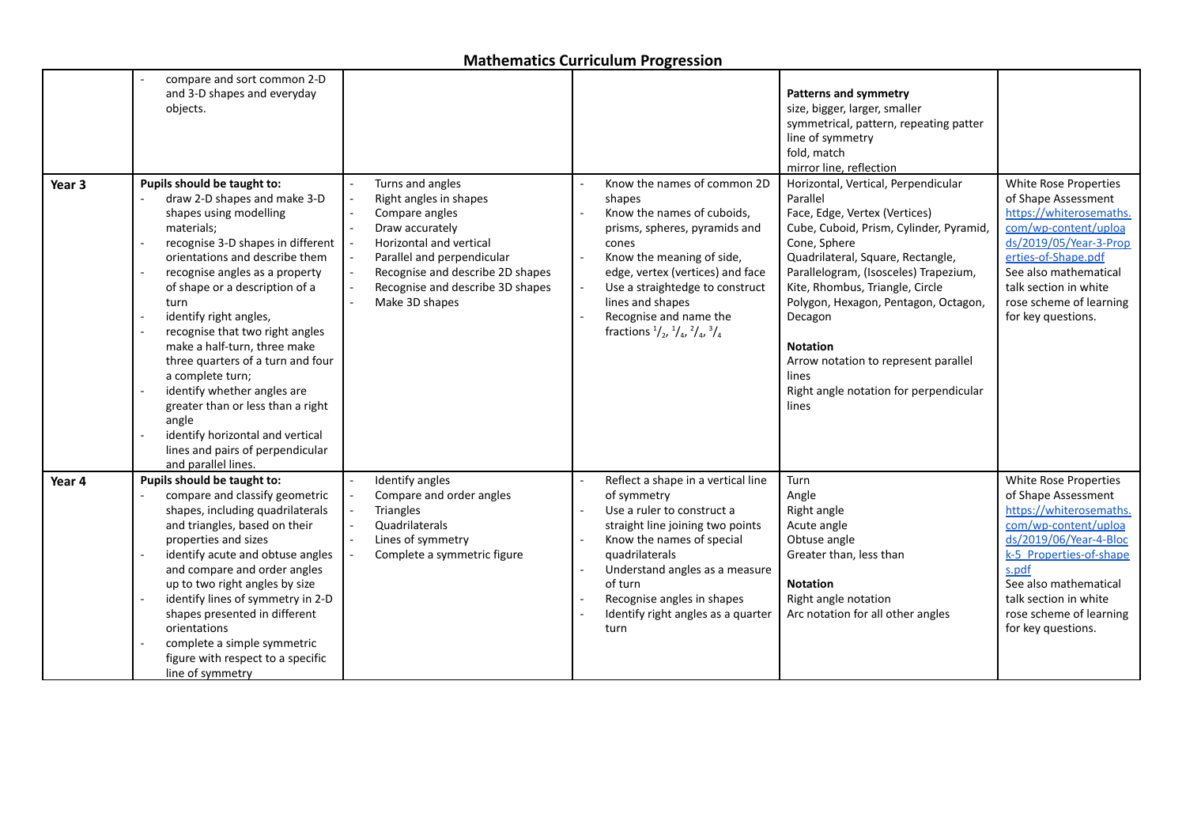# Mathematics Curriculum Progression

| | | | | | |
|---|---|---|---|---|---|
| | - compare and sort common 2-D and 3-D shapes and everyday objects. | | | **Patterns and symmetry**<br>size, bigger, larger, smaller<br>symmetrical, pattern, repeating patter<br>line of symmetry<br>fold, match<br>mirror line, reflection | |
| **Year 3** | **Pupils should be taught to:**<br>- draw 2-D shapes and make 3-D shapes using modelling materials;<br>- recognise 3-D shapes in different orientations and describe them<br>- recognise angles as a property of shape or a description of a turn<br>- identify right angles,<br>- recognise that two right angles make a half-turn, three make three quarters of a turn and four a complete turn;<br>- identify whether angles are greater than or less than a right angle<br>- identify horizontal and vertical lines and pairs of perpendicular and parallel lines. | - Turns and angles<br>- Right angles in shapes<br>- Compare angles<br>- Draw accurately<br>- Horizontal and vertical<br>- Parallel and perpendicular<br>- Recognise and describe 2D shapes<br>- Recognise and describe 3D shapes<br>- Make 3D shapes | - Know the names of common 2D shapes<br>- Know the names of cuboids, prisms, spheres, pyramids and cones<br>- Know the meaning of side, edge, vertex (vertices) and face<br>- Use a straightedge to construct lines and shapes<br>- Recognise and name the fractions $^1/_2$, $^1/_4$, $^2/_4$, $^3/_4$ | Horizontal, Vertical, Perpendicular<br>Parallel<br>Face, Edge, Vertex (Vertices)<br>Cube, Cuboid, Prism, Cylinder, Pyramid, Cone, Sphere<br>Quadrilateral, Square, Rectangle, Parallelogram, (Isosceles) Trapezium, Kite, Rhombus, Triangle, Circle<br>Polygon, Hexagon, Pentagon, Octagon, Decagon<br><br>**Notation**<br>Arrow notation to represent parallel lines<br>Right angle notation for perpendicular lines | White Rose Properties of Shape Assessment https://whiterosemaths.com/wp-content/uploads/2019/05/Year-3-Properties-of-Shape.pdf<br>See also mathematical talk section in white rose scheme of learning for key questions. |
| **Year 4** | **Pupils should be taught to:**<br>- compare and classify geometric shapes, including quadrilaterals and triangles, based on their properties and sizes<br>- identify acute and obtuse angles and compare and order angles up to two right angles by size<br>- identify lines of symmetry in 2-D shapes presented in different orientations<br>- complete a simple symmetric figure with respect to a specific line of symmetry | - Identify angles<br>- Compare and order angles<br>- Triangles<br>- Quadrilaterals<br>- Lines of symmetry<br>- Complete a symmetric figure | - Reflect a shape in a vertical line of symmetry<br>- Use a ruler to construct a straight line joining two points<br>- Know the names of special quadrilaterals<br>- Understand angles as a measure of turn<br>- Recognise angles in shapes<br>- Identify right angles as a quarter turn | Turn<br>Angle<br>Right angle<br>Acute angle<br>Obtuse angle<br>Greater than, less than<br><br>**Notation**<br>Right angle notation<br>Arc notation for all other angles | White Rose Properties of Shape Assessment https://whiterosemaths.com/wp-content/uploads/2019/06/Year-4-Block-5_Properties-of-shapes.pdf<br>See also mathematical talk section in white rose scheme of learning for key questions. |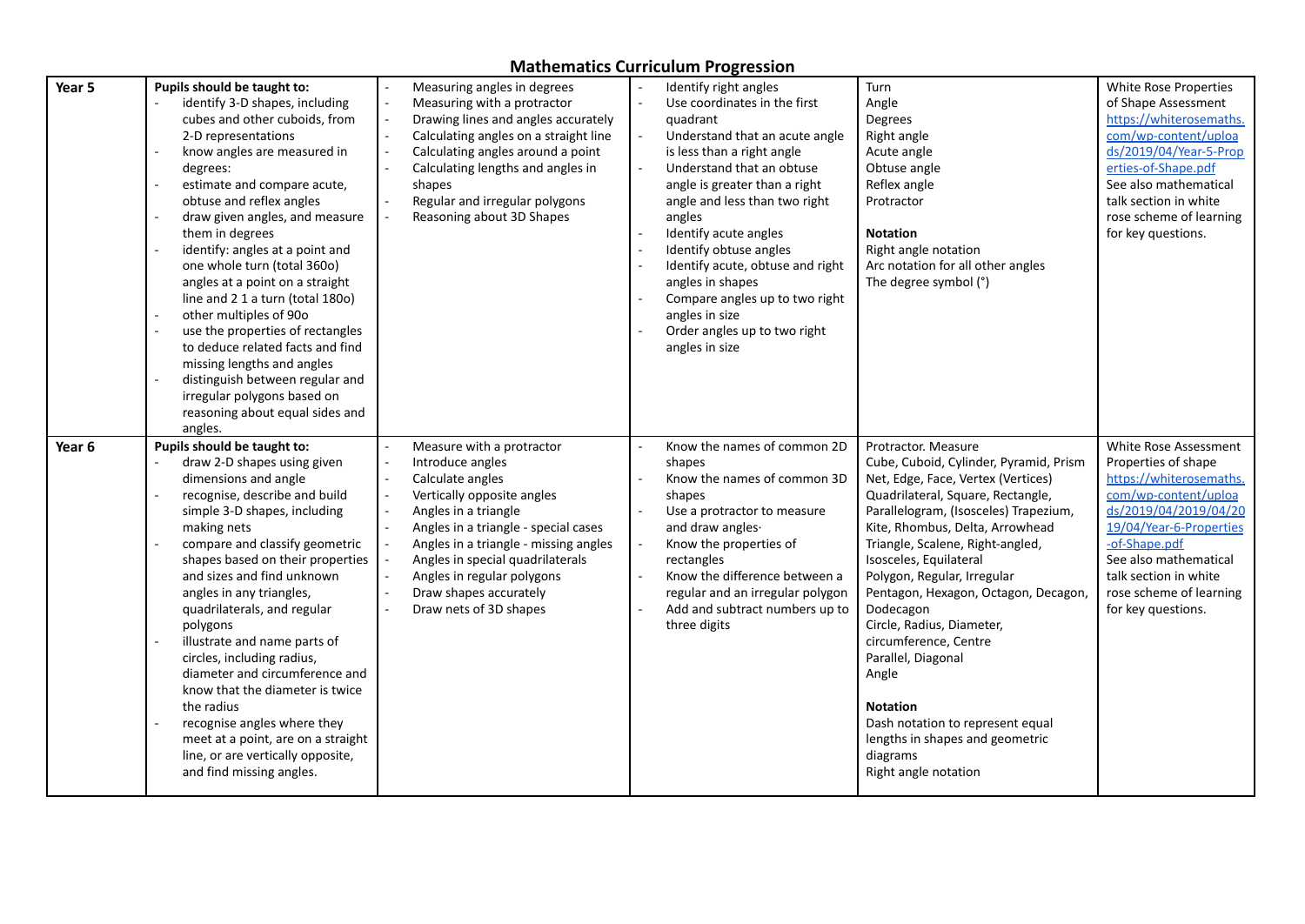# Mathematics Curriculum Progression

| | | | | | |
|---|---|---|---|---|---|
| **Year 5** | **Pupils should be taught to:**<br>- identify 3-D shapes, including cubes and other cuboids, from 2-D representations<br>- know angles are measured in degrees:<br>- estimate and compare acute, obtuse and reflex angles<br>- draw given angles, and measure them in degrees<br>- identify: angles at a point and one whole turn (total 360o) angles at a point on a straight line and 2 1 a turn (total 180o)<br>- other multiples of 90o<br>- use the properties of rectangles to deduce related facts and find missing lengths and angles<br>- distinguish between regular and irregular polygons based on reasoning about equal sides and angles. | - Measuring angles in degrees<br>- Measuring with a protractor<br>- Drawing lines and angles accurately<br>- Calculating angles on a straight line<br>- Calculating angles around a point<br>- Calculating lengths and angles in shapes<br>- Regular and irregular polygons<br>- Reasoning about 3D Shapes | - Identify right angles<br>- Use coordinates in the first quadrant<br>- Understand that an acute angle is less than a right angle<br>- Understand that an obtuse angle is greater than a right angle and less than two right angles<br>- Identify acute angles<br>- Identify obtuse angles<br>- Identify acute, obtuse and right angles in shapes<br>- Compare angles up to two right angles in size<br>- Order angles up to two right angles in size | Turn<br>Angle<br>Degrees<br>Right angle<br>Acute angle<br>Obtuse angle<br>Reflex angle<br>Protractor<br><br>**Notation**<br>Right angle notation<br>Arc notation for all other angles<br>The degree symbol (°) | White Rose Properties of Shape Assessment https://whiterosemaths.com/wp-content/uploads/2019/04/Year-5-Properties-of-Shape.pdf<br>See also mathematical talk section in white rose scheme of learning for key questions. |
| **Year 6** | **Pupils should be taught to:**<br>- draw 2-D shapes using given dimensions and angle<br>- recognise, describe and build simple 3-D shapes, including making nets<br>- compare and classify geometric shapes based on their properties and sizes and find unknown angles in any triangles, quadrilaterals, and regular polygons<br>- illustrate and name parts of circles, including radius, diameter and circumference and know that the diameter is twice the radius<br>- recognise angles where they meet at a point, are on a straight line, or are vertically opposite, and find missing angles. | - Measure with a protractor<br>- Introduce angles<br>- Calculate angles<br>- Vertically opposite angles<br>- Angles in a triangle<br>- Angles in a triangle - special cases<br>- Angles in a triangle - missing angles<br>- Angles in special quadrilaterals<br>- Angles in regular polygons<br>- Draw shapes accurately<br>- Draw nets of 3D shapes | - Know the names of common 2D shapes<br>- Know the names of common 3D shapes<br>- Use a protractor to measure and draw angles·<br>- Know the properties of rectangles<br>- Know the difference between a regular and an irregular polygon<br>- Add and subtract numbers up to three digits | Protractor. Measure<br>Cube, Cuboid, Cylinder, Pyramid, Prism<br>Net, Edge, Face, Vertex (Vertices)<br>Quadrilateral, Square, Rectangle, Parallelogram, (Isosceles) Trapezium, Kite, Rhombus, Delta, Arrowhead<br>Triangle, Scalene, Right-angled, Isosceles, Equilateral<br>Polygon, Regular, Irregular<br>Pentagon, Hexagon, Octagon, Decagon, Dodecagon<br>Circle, Radius, Diameter, circumference, Centre<br>Parallel, Diagonal<br>Angle<br><br>**Notation**<br>Dash notation to represent equal lengths in shapes and geometric diagrams<br>Right angle notation | White Rose Assessment Properties of shape https://whiterosemaths.com/wp-content/uploads/2019/04/2019/04/2019/04/Year-6-Properties-of-Shape.pdf<br>See also mathematical talk section in white rose scheme of learning for key questions. |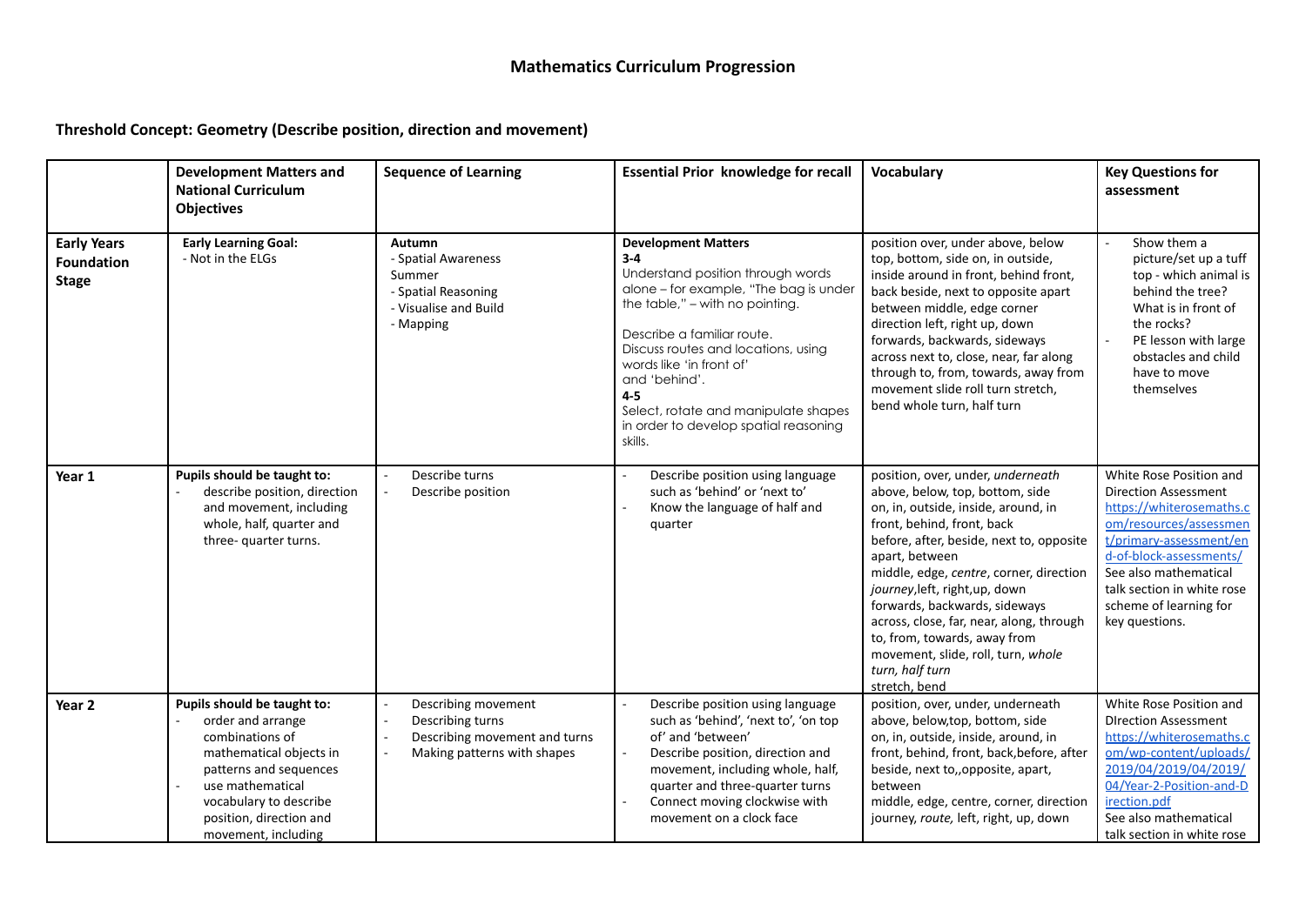## Mathematics Curriculum Progression

### Threshold Concept: Geometry (Describe position, direction and movement)

| | Development Matters and National Curriculum Objectives | Sequence of Learning | Essential Prior knowledge for recall | Vocabulary | Key Questions for assessment |
|---|---|---|---|---|---|
| **Early Years Foundation Stage** | **Early Learning Goal:**<br>- Not in the ELGs | **Autumn**<br>- Spatial Awareness<br>Summer<br>- Spatial Reasoning<br>- Visualise and Build<br>- Mapping | **Development Matters**<br>**3-4**<br>Understand position through words alone – for example, "The bag is under the table," – with no pointing.<br><br>Describe a familiar route.<br>Discuss routes and locations, using words like 'in front of' and 'behind'.<br>**4-5**<br>Select, rotate and manipulate shapes in order to develop spatial reasoning skills. | position over, under above, below top, bottom, side on, in outside, inside around in front, behind front, back beside, next to opposite apart between middle, edge corner direction left, right up, down forwards, backwards, sideways across next to, close, near, far along through to, from, towards, away from movement slide roll turn stretch, bend whole turn, half turn | - Show them a picture/set up a tuff top - which animal is behind the tree? What is in front of the rocks?<br>- PE lesson with large obstacles and child have to move themselves |
| **Year 1** | **Pupils should be taught to:**<br>- describe position, direction and movement, including whole, half, quarter and three- quarter turns. | - Describe turns<br>- Describe position | - Describe position using language such as 'behind' or 'next to'<br>- Know the language of half and quarter | position, over, under, *underneath* above, below, top, bottom, side on, in, outside, inside, around, in front, behind, front, back before, after, beside, next to, opposite apart, between middle, edge, *centre*, corner, direction *journey*,left, right,up, down forwards, backwards, sideways across, close, far, near, along, through to, from, towards, away from movement, slide, roll, turn, *whole turn, half turn*<br>stretch, bend | White Rose Position and Direction Assessment https://whiterosemaths.com/resources/assessment/primary-assessment/end-of-block-assessments/<br>See also mathematical talk section in white rose scheme of learning for key questions. |
| **Year 2** | **Pupils should be taught to:**<br>- order and arrange combinations of mathematical objects in patterns and sequences<br>- use mathematical vocabulary to describe position, direction and movement, including | - Describing movement<br>- Describing turns<br>- Describing movement and turns<br>- Making patterns with shapes | - Describe position using language such as 'behind', 'next to', 'on top of' and 'between'<br>- Describe position, direction and movement, including whole, half, quarter and three-quarter turns<br>- Connect moving clockwise with movement on a clock face | position, over, under, underneath above, below,top, bottom, side on, in, outside, inside, around, in front, behind, front, back,before, after beside, next to,,opposite, apart, between<br>middle, edge, centre, corner, direction journey, *route,* left, right, up, down | White Rose Position and DIrection Assessment https://whiterosemaths.com/wp-content/uploads/2019/04/2019/04/2019/04/Year-2-Position-and-Direction.pdf<br>See also mathematical talk section in white rose |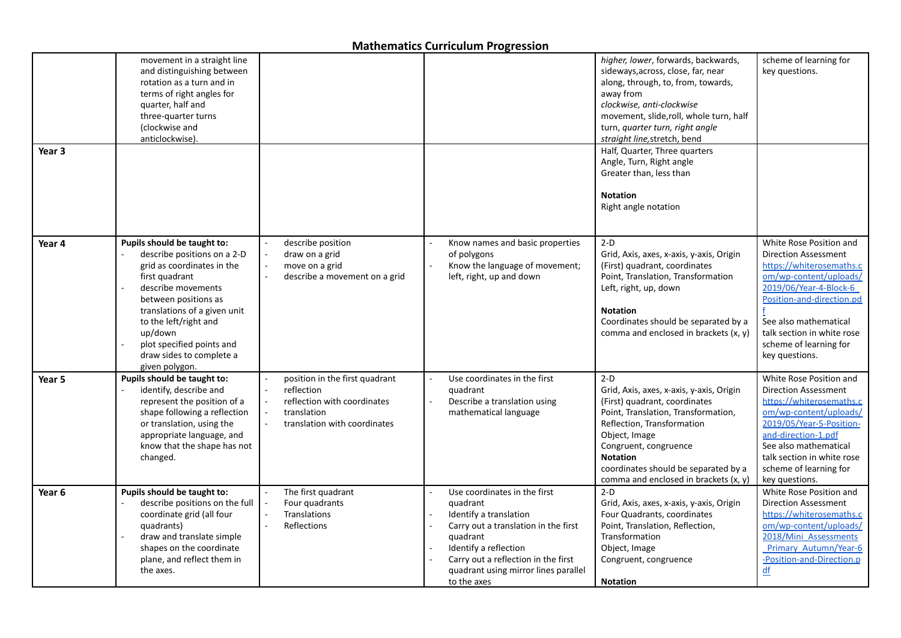## Mathematics Curriculum Progression

| | | | | | |
|---|---|---|---|---|---|
| | movement in a straight line and distinguishing between rotation as a turn and in terms of right angles for quarter, half and three-quarter turns (clockwise and anticlockwise). | | | *higher, lower*, forwards, backwards, sideways,across, close, far, near along, through, to, from, towards, away from<br>*clockwise, anti-clockwise*<br>movement, slide,roll, whole turn, half turn, *quarter turn, right angle*<br>*straight line*,stretch, bend | scheme of learning for key questions. |
| **Year 3** | | | | Half, Quarter, Three quarters<br>Angle, Turn, Right angle<br>Greater than, less than<br><br>**Notation**<br>Right angle notation | |
| **Year 4** | **Pupils should be taught to:**<br>- describe positions on a 2-D grid as coordinates in the first quadrant<br>- describe movements between positions as translations of a given unit to the left/right and up/down<br>- plot specified points and draw sides to complete a given polygon. | - describe position<br>- draw on a grid<br>- move on a grid<br>- describe a movement on a grid | - Know names and basic properties of polygons<br>- Know the language of movement; left, right, up and down | 2-D<br>Grid, Axis, axes, x-axis, y-axis, Origin (First) quadrant, coordinates<br>Point, Translation, Transformation<br>Left, right, up, down<br><br>**Notation**<br>Coordinates should be separated by a comma and enclosed in brackets (x, y) | White Rose Position and Direction Assessment [https://whiterosemaths.com/wp-content/uploads/2019/06/Year-4-Block-6_Position-and-direction.pdf](https://whiterosemaths.com/wp-content/uploads/2019/06/Year-4-Block-6_Position-and-direction.pdf)<br>See also mathematical talk section in white rose scheme of learning for key questions. |
| **Year 5** | **Pupils should be taught to:**<br>- identify, describe and represent the position of a shape following a reflection or translation, using the appropriate language, and know that the shape has not changed. | - position in the first quadrant<br>- reflection<br>- reflection with coordinates<br>- translation<br>- translation with coordinates | - Use coordinates in the first quadrant<br>- Describe a translation using mathematical language | 2-D<br>Grid, Axis, axes, x-axis, y-axis, Origin (First) quadrant, coordinates<br>Point, Translation, Transformation, Reflection, Transformation<br>Object, Image<br>Congruent, congruence<br>**Notation**<br>coordinates should be separated by a comma and enclosed in brackets (x, y) | White Rose Position and Direction Assessment [https://whiterosemaths.com/wp-content/uploads/2019/05/Year-5-Position-and-direction-1.pdf](https://whiterosemaths.com/wp-content/uploads/2019/05/Year-5-Position-and-direction-1.pdf)<br>See also mathematical talk section in white rose scheme of learning for key questions. |
| **Year 6** | **Pupils should be taught to:**<br>- describe positions on the full coordinate grid (all four quadrants)<br>- draw and translate simple shapes on the coordinate plane, and reflect them in the axes. | - The first quadrant<br>- Four quadrants<br>- Translations<br>- Reflections | - Use coordinates in the first quadrant<br>- Identify a translation<br>- Carry out a translation in the first quadrant<br>- Identify a reflection<br>- Carry out a reflection in the first quadrant using mirror lines parallel to the axes | 2-D<br>Grid, Axis, axes, x-axis, y-axis, Origin<br>Four Quadrants, coordinates<br>Point, Translation, Reflection, Transformation<br>Object, Image<br>Congruent, congruence<br><br>**Notation** | White Rose Position and Direction Assessment [https://whiterosemaths.com/wp-content/uploads/2018/Mini_Assessments_Primary_Autumn/Year-6-Position-and-Direction.pdf](https://whiterosemaths.com/wp-content/uploads/2018/Mini_Assessments_Primary_Autumn/Year-6-Position-and-Direction.pdf) |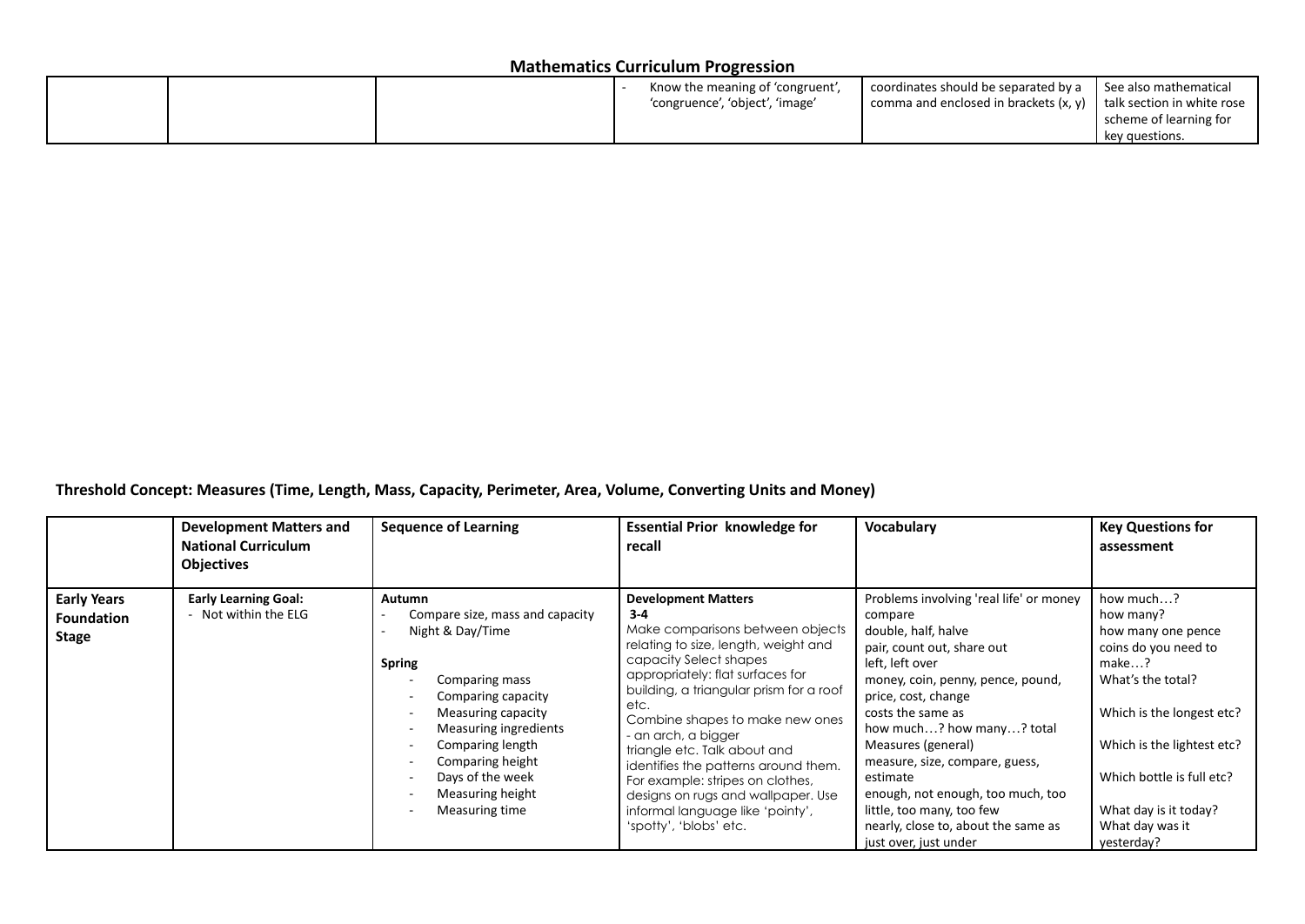## Mathematics Curriculum Progression

| | | | | | |
|---|---|---|---|---|---|
| | | | - Know the meaning of 'congruent', 'congruence', 'object', 'image' | coordinates should be separated by a comma and enclosed in brackets (x, y) | See also mathematical talk section in white rose scheme of learning for key questions. |

**Threshold Concept: Measures (Time, Length, Mass, Capacity, Perimeter, Area, Volume, Converting Units and Money)**

| | Development Matters and National Curriculum Objectives | Sequence of Learning | Essential Prior knowledge for recall | Vocabulary | Key Questions for assessment |
|---|---|---|---|---|---|
| **Early Years Foundation Stage** | **Early Learning Goal:**<br>- Not within the ELG | **Autumn**<br>- Compare size, mass and capacity<br>- Night & Day/Time<br><br>**Spring**<br>- Comparing mass<br>- Comparing capacity<br>- Measuring capacity<br>- Measuring ingredients<br>- Comparing length<br>- Comparing height<br>- Days of the week<br>- Measuring height<br>- Measuring time | **Development Matters**<br>**3-4**<br>Make comparisons between objects relating to size, length, weight and capacity Select shapes appropriately: flat surfaces for building, a triangular prism for a roof etc.<br>Combine shapes to make new ones - an arch, a bigger triangle etc. Talk about and identifies the patterns around them. For example: stripes on clothes, designs on rugs and wallpaper. Use informal language like 'pointy', 'spotty', 'blobs' etc. | Problems involving 'real life' or money<br>compare<br>double, half, halve<br>pair, count out, share out<br>left, left over<br>money, coin, penny, pence, pound, price, cost, change<br>costs the same as<br>how much…? how many…? total<br>Measures (general)<br>measure, size, compare, guess, estimate<br>enough, not enough, too much, too little, too many, too few<br>nearly, close to, about the same as just over, just under | how much…?<br>how many?<br>how many one pence coins do you need to make…?<br>What's the total?<br><br>Which is the longest etc?<br><br>Which is the lightest etc?<br><br>Which bottle is full etc?<br><br>What day is it today?<br>What day was it yesterday? |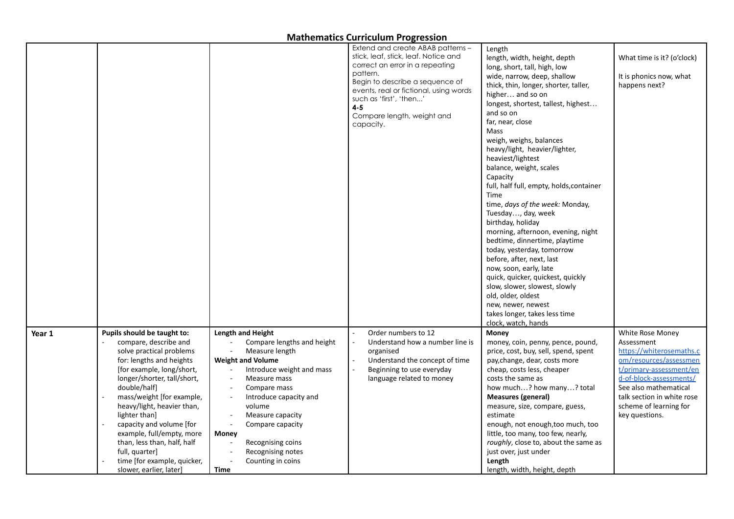# Mathematics Curriculum Progression

| | | | | | |
|---|---|---|---|---|---|
| | | | Extend and create ABAB patterns – stick, leaf, stick, leaf. Notice and correct an error in a repeating pattern.<br>Begin to describe a sequence of events, real or fictional, using words such as 'first', 'then...'<br>**4-5**<br>Compare length, weight and capacity. | Length<br>length, width, height, depth<br>long, short, tall, high, low<br>wide, narrow, deep, shallow<br>thick, thin, longer, shorter, taller, higher… and so on<br>longest, shortest, tallest, highest… and so on<br>far, near, close<br>Mass<br>weigh, weighs, balances<br>heavy/light, heavier/lighter, heaviest/lightest<br>balance, weight, scales<br>Capacity<br>full, half full, empty, holds,container<br>Time<br>time, *days of the week:* Monday, Tuesday…, day, week<br>birthday, holiday<br>morning, afternoon, evening, night<br>bedtime, dinnertime, playtime<br>today, yesterday, tomorrow<br>before, after, next, last<br>now, soon, early, late<br>quick, quicker, quickest, quickly<br>slow, slower, slowest, slowly<br>old, older, oldest<br>new, newer, newest<br>takes longer, takes less time<br>clock, watch, hands | What time is it? (o'clock)<br><br>It is phonics now, what happens next? |
| **Year 1** | **Pupils should be taught to:**<br>- compare, describe and solve practical problems for: lengths and heights [for example, long/short, longer/shorter, tall/short, double/half]<br>- mass/weight [for example, heavy/light, heavier than, lighter than]<br>- capacity and volume [for example, full/empty, more than, less than, half, half full, quarter]<br>- time [for example, quicker, slower, earlier, later] | **Length and Height**<br>- Compare lengths and height<br>- Measure length<br>**Weight and Volume**<br>- Introduce weight and mass<br>- Measure mass<br>- Compare mass<br>- Introduce capacity and volume<br>- Measure capacity<br>- Compare capacity<br>**Money**<br>- Recognising coins<br>- Recognising notes<br>- Counting in coins<br>**Time** | - Order numbers to 12<br>- Understand how a number line is organised<br>- Understand the concept of time<br>- Beginning to use everyday language related to money | **Money**<br>money, coin, penny, pence, pound, price, cost, buy, sell, spend, spent pay,change, dear, costs more<br>cheap, costs less, cheaper<br>costs the same as<br>how much…? how many…? total<br>**Measures (general)**<br>measure, size, compare, guess, estimate<br>enough, not enough,too much, too little, too many, too few, nearly, *roughly*, close to, about the same as just over, just under<br>**Length**<br>length, width, height, depth | White Rose Money Assessment<br>https://whiterosemaths.com/resources/assessment/primary-assessment/end-of-block-assessments/<br>See also mathematical talk section in white rose scheme of learning for key questions. |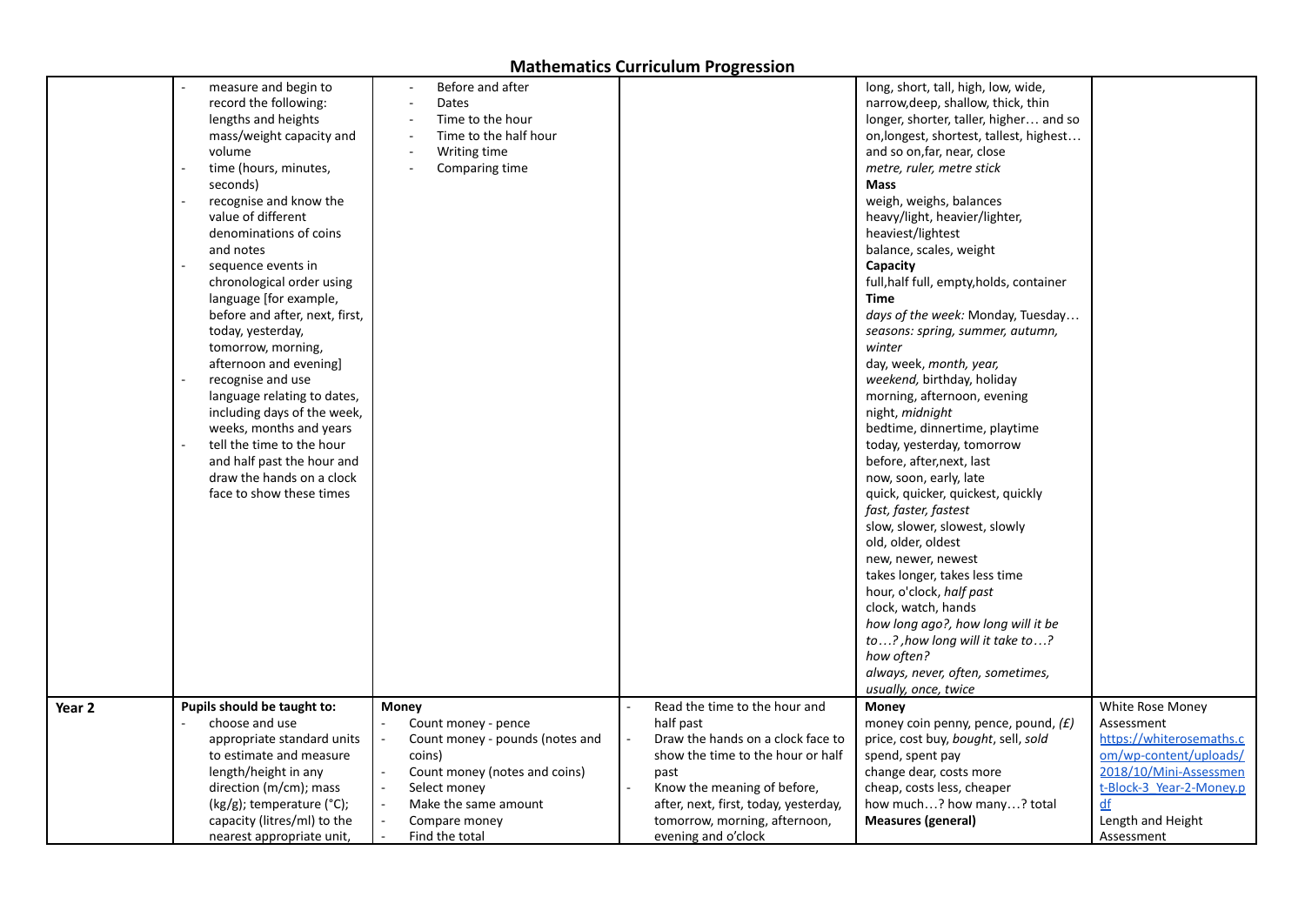# Mathematics Curriculum Progression

| | | | | | |
|---|---|---|---|---|---|
| | - measure and begin to record the following: lengths and heights mass/weight capacity and volume<br>- time (hours, minutes, seconds)<br>- recognise and know the value of different denominations of coins and notes<br>- sequence events in chronological order using language [for example, before and after, next, first, today, yesterday, tomorrow, morning, afternoon and evening]<br>- recognise and use language relating to dates, including days of the week, weeks, months and years<br>- tell the time to the hour and half past the hour and draw the hands on a clock face to show these times | - Before and after<br>- Dates<br>- Time to the hour<br>- Time to the half hour<br>- Writing time<br>- Comparing time | | long, short, tall, high, low, wide, narrow,deep, shallow, thick, thin longer, shorter, taller, higher… and so on,longest, shortest, tallest, highest… and so on,far, near, close<br>*metre, ruler, metre stick*<br>**Mass**<br>weigh, weighs, balances<br>heavy/light, heavier/lighter, heaviest/lightest<br>balance, scales, weight<br>**Capacity**<br>full,half full, empty,holds, container<br>**Time**<br>*days of the week:* Monday, Tuesday…<br>*seasons: spring, summer, autumn, winter*<br>day, week, *month, year,*<br>*weekend,* birthday, holiday<br>morning, afternoon, evening<br>night, *midnight*<br>bedtime, dinnertime, playtime<br>today, yesterday, tomorrow<br>before, after,next, last<br>now, soon, early, late<br>quick, quicker, quickest, quickly<br>*fast, faster, fastest*<br>slow, slower, slowest, slowly<br>old, older, oldest<br>new, newer, newest<br>takes longer, takes less time<br>hour, o'clock, *half past*<br>clock, watch, hands<br>*how long ago?, how long will it be to…? ,how long will it take to…?*<br>*how often?*<br>*always, never, often, sometimes, usually, once, twice* | |
| **Year 2** | **Pupils should be taught to:**<br>- choose and use appropriate standard units to estimate and measure length/height in any direction (m/cm); mass (kg/g); temperature (°C); capacity (litres/ml) to the nearest appropriate unit, | **Money**<br>- Count money - pence<br>- Count money - pounds (notes and coins)<br>- Count money (notes and coins)<br>- Select money<br>- Make the same amount<br>- Compare money<br>- Find the total | - Read the time to the hour and half past<br>- Draw the hands on a clock face to show the time to the hour or half past<br>- Know the meaning of before, after, next, first, today, yesterday, tomorrow, morning, afternoon, evening and o'clock | **Money**<br>money coin penny, pence, pound, *(£)*<br>price, cost buy, *bought*, sell, *sold*<br>spend, spent pay<br>change dear, costs more<br>cheap, costs less, cheaper<br>how much…? how many…? total<br>**Measures (general)** | White Rose Money Assessment<br>https://whiterosemaths.com/wp-content/uploads/2018/10/Mini-Assessment-Block-3_Year-2-Money.pdf<br>Length and Height Assessment |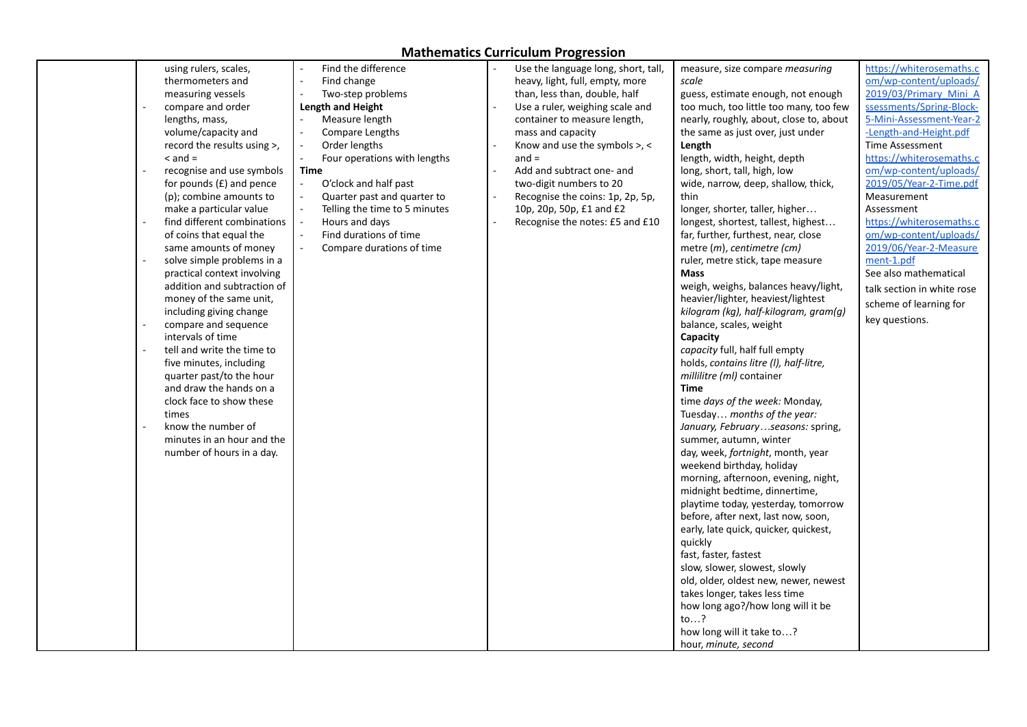## Mathematics Curriculum Progression

| | | | | | |
|---|---|---|---|---|---|
| | using rulers, scales, thermometers and measuring vessels<br>- compare and order lengths, mass, volume/capacity and record the results using >, < and =<br>- recognise and use symbols for pounds (£) and pence (p); combine amounts to make a particular value<br>- find different combinations of coins that equal the same amounts of money<br>- solve simple problems in a practical context involving addition and subtraction of money of the same unit, including giving change<br>- compare and sequence intervals of time<br>- tell and write the time to five minutes, including quarter past/to the hour and draw the hands on a clock face to show these times<br>- know the number of minutes in an hour and the number of hours in a day. | - Find the difference<br>- Find change<br>- Two-step problems<br>**Length and Height**<br>- Measure length<br>- Compare Lengths<br>- Order lengths<br>- Four operations with lengths<br>**Time**<br>- O'clock and half past<br>- Quarter past and quarter to<br>- Telling the time to 5 minutes<br>- Hours and days<br>- Find durations of time<br>- Compare durations of time | - Use the language long, short, tall, heavy, light, full, empty, more than, less than, double, half<br>- Use a ruler, weighing scale and container to measure length, mass and capacity<br>- Know and use the symbols >, < and =<br>- Add and subtract one- and two-digit numbers to 20<br>- Recognise the coins: 1p, 2p, 5p, 10p, 20p, 50p, £1 and £2<br>- Recognise the notes: £5 and £10 | measure, size compare *measuring scale*<br>guess, estimate enough, not enough too much, too little too many, too few nearly, roughly, about, close to, about the same as just over, just under<br>**Length**<br>length, width, height, depth<br>long, short, tall, high, low<br>wide, narrow, deep, shallow, thick, thin<br>longer, shorter, taller, higher…<br>longest, shortest, tallest, highest…<br>far, further, furthest, near, close<br>metre (*m*), *centimetre (cm)*<br>ruler, metre stick, tape measure<br>**Mass**<br>weigh, weighs, balances heavy/light, heavier/lighter, heaviest/lightest<br>*kilogram (kg), half-kilogram, gram(g)*<br>balance, scales, weight<br>**Capacity**<br>*capacity* full, half full empty<br>holds, *contains litre (l), half-litre, millilitre (ml)* container<br>**Time**<br>time *days of the week:* Monday, Tuesday… *months of the year: January, February…seasons:* spring, summer, autumn, winter<br>day, week, *fortnight*, month, year<br>weekend birthday, holiday<br>morning, afternoon, evening, night, midnight bedtime, dinnertime, playtime today, yesterday, tomorrow<br>before, after next, last now, soon, early, late quick, quicker, quickest, quickly<br>fast, faster, fastest<br>slow, slower, slowest, slowly<br>old, older, oldest new, newer, newest<br>takes longer, takes less time<br>how long ago?/how long will it be to…?<br>how long will it take to…?<br>hour, *minute, second* | https://whiterosemaths.com/wp-content/uploads/2019/03/Primary_Mini_Assessments/Spring-Block-5-Mini-Assessment-Year-2-Length-and-Height.pdf<br>Time Assessment<br>https://whiterosemaths.com/wp-content/uploads/2019/05/Year-2-Time.pdf<br>Measurement Assessment<br>https://whiterosemaths.com/wp-content/uploads/2019/06/Year-2-Measurement-1.pdf<br>See also mathematical talk section in white rose scheme of learning for key questions. |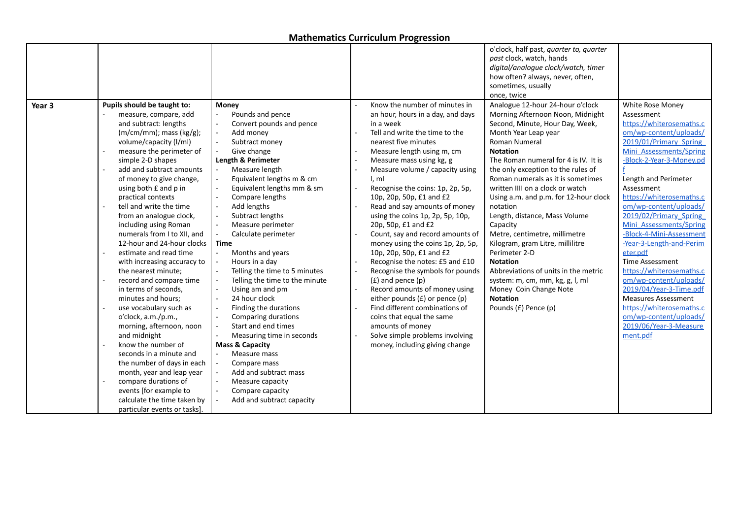# Mathematics Curriculum Progression

| | | | | | |
|---|---|---|---|---|---|
| | | | | o'clock, half past, *quarter to, quarter past* clock, watch, hands *digital/analogue clock/watch, timer* how often? always, never, often, sometimes, usually once, twice | |
| **Year 3** | **Pupils should be taught to:** <br> - measure, compare, add and subtract: lengths (m/cm/mm); mass (kg/g); volume/capacity (l/ml) <br> - measure the perimeter of simple 2-D shapes <br> - add and subtract amounts of money to give change, using both £ and p in practical contexts <br> - tell and write the time from an analogue clock, including using Roman numerals from I to XII, and 12-hour and 24-hour clocks <br> - estimate and read time with increasing accuracy to the nearest minute; <br> - record and compare time in terms of seconds, minutes and hours; <br> - use vocabulary such as o'clock, a.m./p.m., morning, afternoon, noon and midnight <br> - know the number of seconds in a minute and the number of days in each month, year and leap year <br> - compare durations of events [for example to calculate the time taken by particular events or tasks]. | **Money** <br> - Pounds and pence <br> - Convert pounds and pence <br> - Add money <br> - Subtract money <br> - Give change <br> **Length & Perimeter** <br> - Measure length <br> - Equivalent lengths m & cm <br> - Equivalent lengths mm & sm <br> - Compare lengths <br> - Add lengths <br> - Subtract lengths <br> - Measure perimeter <br> - Calculate perimeter <br> **Time** <br> - Months and years <br> - Hours in a day <br> - Telling the time to 5 minutes <br> - Telling the time to the minute <br> - Using am and pm <br> - 24 hour clock <br> - Finding the durations <br> - Comparing durations <br> - Start and end times <br> - Measuring time in seconds <br> **Mass & Capacity** <br> - Measure mass <br> - Compare mass <br> - Add and subtract mass <br> - Measure capacity <br> - Compare capacity <br> - Add and subtract capacity | - Know the number of minutes in an hour, hours in a day, and days in a week <br> - Tell and write the time to the nearest five minutes <br> - Measure length using m, cm <br> - Measure mass using kg, g <br> - Measure volume / capacity using l, ml <br> - Recognise the coins: 1p, 2p, 5p, 10p, 20p, 50p, £1 and £2 <br> - Read and say amounts of money using the coins 1p, 2p, 5p, 10p, 20p, 50p, £1 and £2 <br> - Count, say and record amounts of money using the coins 1p, 2p, 5p, 10p, 20p, 50p, £1 and £2 <br> - Recognise the notes: £5 and £10 <br> - Recognise the symbols for pounds (£) and pence (p) <br> - Record amounts of money using either pounds (£) or pence (p) <br> - Find different combinations of coins that equal the same amounts of money <br> - Solve simple problems involving money, including giving change | Analogue 12-hour 24-hour o'clock <br> Morning Afternoon Noon, Midnight <br> Second, Minute, Hour Day, Week, Month Year Leap year <br> Roman Numeral <br> **Notation** <br> The Roman numeral for 4 is IV. It is the only exception to the rules of Roman numerals as it is sometimes written IIII on a clock or watch <br> Using a.m. and p.m. for 12-hour clock notation <br> Length, distance, Mass Volume Capacity <br> Metre, centimetre, millimetre <br> Kilogram, gram Litre, millilitre <br> Perimeter 2-D <br> **Notation** <br> Abbreviations of units in the metric system: m, cm, mm, kg, g, l, ml <br> Money Coin Change Note <br> **Notation** <br> Pounds (£) Pence (p) | White Rose Money Assessment <br> https://whiterosemaths.com/wp-content/uploads/2019/01/Primary_Spring_Mini_Assessments/Spring-Block-2-Year-3-Money.pdf <br> Length and Perimeter Assessment <br> https://whiterosemaths.com/wp-content/uploads/2019/02/Primary_Spring_Mini_Assessments/Spring-Block-4-Mini-Assessment-Year-3-Length-and-Perimeter.pdf <br> Time Assessment <br> https://whiterosemaths.com/wp-content/uploads/2019/04/Year-3-Time.pdf <br> Measures Assessment <br> https://whiterosemaths.com/wp-content/uploads/2019/06/Year-3-Measurement.pdf |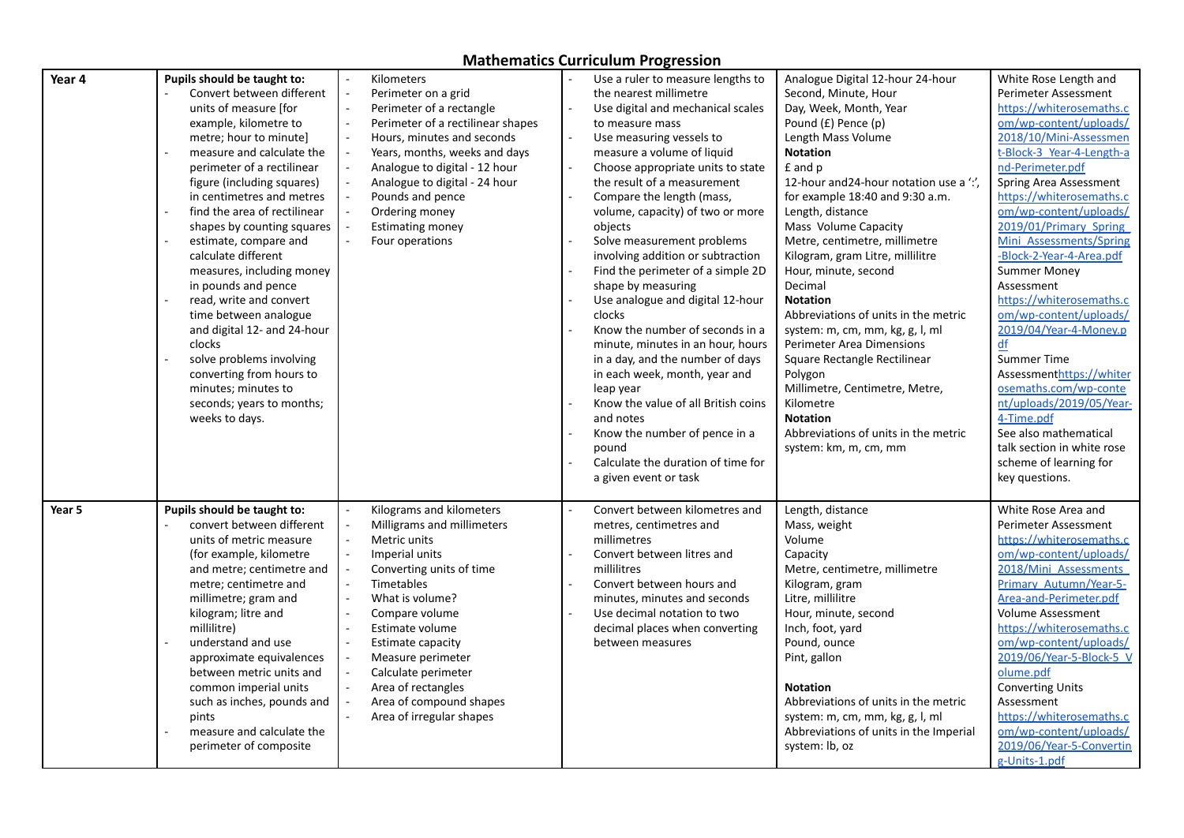## Mathematics Curriculum Progression

| | | | | | |
|---|---|---|---|---|---|
| **Year 4** | **Pupils should be taught to:**<br>- Convert between different units of measure [for example, kilometre to metre; hour to minute]<br>- measure and calculate the perimeter of a rectilinear figure (including squares) in centimetres and metres<br>- find the area of rectilinear shapes by counting squares<br>- estimate, compare and calculate different measures, including money in pounds and pence<br>- read, write and convert time between analogue and digital 12- and 24-hour clocks<br>- solve problems involving converting from hours to minutes; minutes to seconds; years to months; weeks to days. | - Kilometers<br>- Perimeter on a grid<br>- Perimeter of a rectangle<br>- Perimeter of a rectilinear shapes<br>- Hours, minutes and seconds<br>- Years, months, weeks and days<br>- Analogue to digital - 12 hour<br>- Analogue to digital - 24 hour<br>- Pounds and pence<br>- Ordering money<br>- Estimating money<br>- Four operations | - Use a ruler to measure lengths to the nearest millimetre<br>- Use digital and mechanical scales to measure mass<br>- Use measuring vessels to measure a volume of liquid<br>- Choose appropriate units to state the result of a measurement<br>- Compare the length (mass, volume, capacity) of two or more objects<br>- Solve measurement problems involving addition or subtraction<br>- Find the perimeter of a simple 2D shape by measuring<br>- Use analogue and digital 12-hour clocks<br>- Know the number of seconds in a minute, minutes in an hour, hours in a day, and the number of days in each week, month, year and leap year<br>- Know the value of all British coins and notes<br>- Know the number of pence in a pound<br>- Calculate the duration of time for a given event or task | Analogue Digital 12-hour 24-hour<br>Second, Minute, Hour<br>Day, Week, Month, Year<br>Pound (£) Pence (p)<br>Length Mass Volume<br>**Notation**<br>£ and p<br>12-hour and24-hour notation use a ':', for example 18:40 and 9:30 a.m.<br>Length, distance<br>Mass Volume Capacity<br>Metre, centimetre, millimetre<br>Kilogram, gram Litre, millilitre<br>Hour, minute, second<br>Decimal<br>**Notation**<br>Abbreviations of units in the metric system: m, cm, mm, kg, g, l, ml<br>Perimeter Area Dimensions<br>Square Rectangle Rectilinear<br>Polygon<br>Millimetre, Centimetre, Metre, Kilometre<br>**Notation**<br>Abbreviations of units in the metric system: km, m, cm, mm | White Rose Length and Perimeter Assessment https://whiterosemaths.com/wp-content/uploads/2018/10/Mini-Assessment-Block-3_Year-4-Length-and-Perimeter.pdf<br>Spring Area Assessment https://whiterosemaths.com/wp-content/uploads/2019/01/Primary_Spring_Mini_Assessments/Spring-Block-2-Year-4-Area.pdf<br>Summer Money Assessment https://whiterosemaths.com/wp-content/uploads/2019/04/Year-4-Money.pdf<br>Summer Time Assessmenthttps://whiterosemaths.com/wp-content/uploads/2019/05/Year-4-Time.pdf<br>See also mathematical talk section in white rose scheme of learning for key questions. |
| **Year 5** | **Pupils should be taught to:**<br>- convert between different units of metric measure (for example, kilometre and metre; centimetre and metre; centimetre and millimetre; gram and kilogram; litre and millilitre)<br>- understand and use approximate equivalences between metric units and common imperial units such as inches, pounds and pints<br>- measure and calculate the perimeter of composite | - Kilograms and kilometers<br>- Milligrams and millimeters<br>- Metric units<br>- Imperial units<br>- Converting units of time<br>- Timetables<br>- What is volume?<br>- Compare volume<br>- Estimate volume<br>- Estimate capacity<br>- Measure perimeter<br>- Calculate perimeter<br>- Area of rectangles<br>- Area of compound shapes<br>- Area of irregular shapes | - Convert between kilometres and metres, centimetres and millimetres<br>- Convert between litres and millilitres<br>- Convert between hours and minutes, minutes and seconds<br>- Use decimal notation to two decimal places when converting between measures | Length, distance<br>Mass, weight<br>Volume<br>Capacity<br>Metre, centimetre, millimetre<br>Kilogram, gram<br>Litre, millilitre<br>Hour, minute, second<br>Inch, foot, yard<br>Pound, ounce<br>Pint, gallon<br><br>**Notation**<br>Abbreviations of units in the metric system: m, cm, mm, kg, g, l, ml<br>Abbreviations of units in the Imperial system: lb, oz | White Rose Area and Perimeter Assessment https://whiterosemaths.com/wp-content/uploads/2018/Mini_Assessments_Primary_Autumn/Year-5-Area-and-Perimeter.pdf<br>Volume Assessment https://whiterosemaths.com/wp-content/uploads/2019/06/Year-5-Block-5_Volume.pdf<br>Converting Units Assessment https://whiterosemaths.com/wp-content/uploads/2019/06/Year-5-Converting-Units-1.pdf |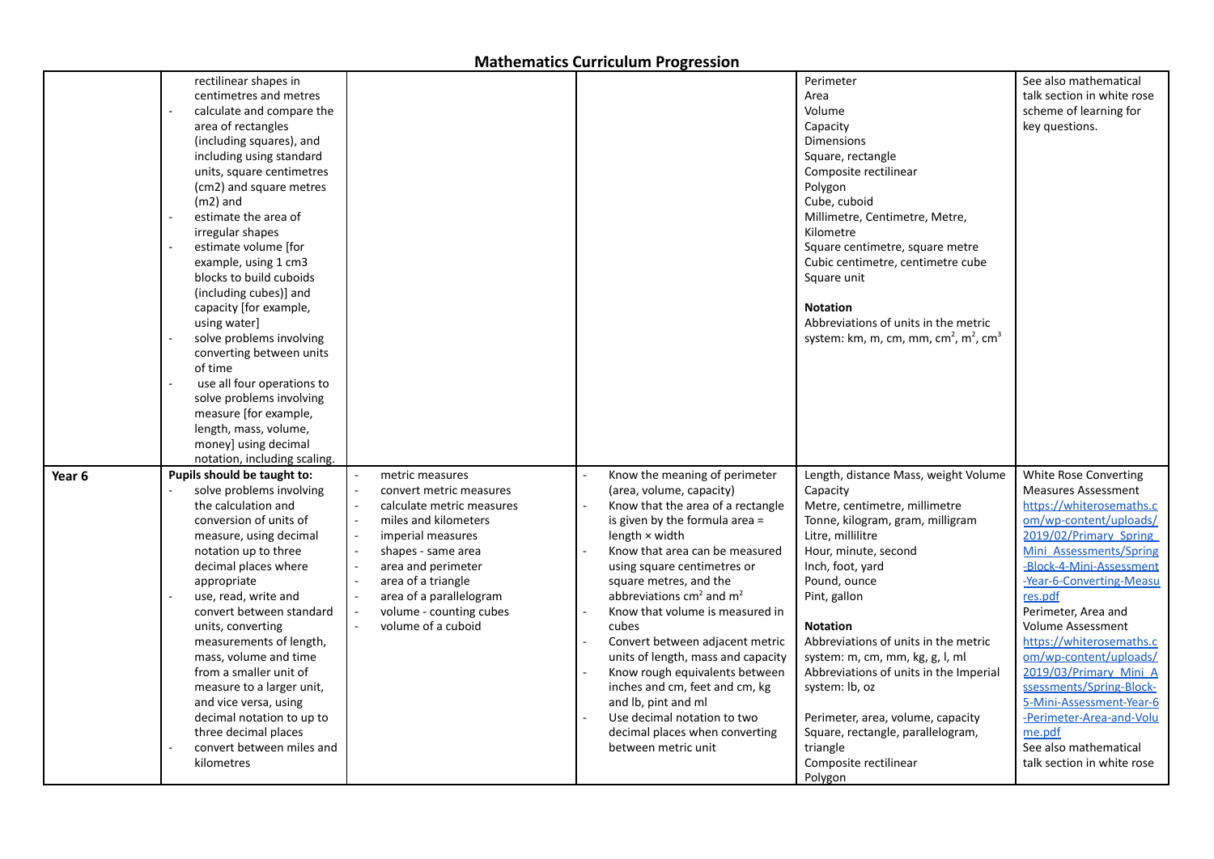# Mathematics Curriculum Progression

| | | | | | |
|---|---|---|---|---|---|
| | rectilinear shapes in centimetres and metres<br>- calculate and compare the area of rectangles (including squares), and including using standard units, square centimetres (cm2) and square metres (m2) and<br>- estimate the area of irregular shapes<br>- estimate volume [for example, using 1 cm3 blocks to build cuboids (including cubes)] and capacity [for example, using water]<br>- solve problems involving converting between units of time<br>- use all four operations to solve problems involving measure [for example, length, mass, volume, money] using decimal notation, including scaling. | | | Perimeter<br>Area<br>Volume<br>Capacity<br>Dimensions<br>Square, rectangle<br>Composite rectilinear<br>Polygon<br>Cube, cuboid<br>Millimetre, Centimetre, Metre, Kilometre<br>Square centimetre, square metre<br>Cubic centimetre, centimetre cube<br>Square unit<br><br>**Notation**<br>Abbreviations of units in the metric system: km, m, cm, mm, $cm^2$, $m^2$, $cm^3$ | See also mathematical talk section in white rose scheme of learning for key questions. |
| **Year 6** | **Pupils should be taught to:**<br>- solve problems involving the calculation and conversion of units of measure, using decimal notation up to three decimal places where appropriate<br>- use, read, write and convert between standard units, converting measurements of length, mass, volume and time from a smaller unit of measure to a larger unit, and vice versa, using decimal notation to up to three decimal places<br>- convert between miles and kilometres | - metric measures<br>- convert metric measures<br>- calculate metric measures<br>- miles and kilometers<br>- imperial measures<br>- shapes - same area<br>- area and perimeter<br>- area of a triangle<br>- area of a parallelogram<br>- volume - counting cubes<br>- volume of a cuboid | - Know the meaning of perimeter (area, volume, capacity)<br>- Know that the area of a rectangle is given by the formula area = length × width<br>- Know that area can be measured using square centimetres or square metres, and the abbreviations $cm^2$ and $m^2$<br>- Know that volume is measured in cubes<br>- Convert between adjacent metric units of length, mass and capacity<br>- Know rough equivalents between inches and cm, feet and cm, kg and lb, pint and ml<br>- Use decimal notation to two decimal places when converting between metric unit | Length, distance Mass, weight Volume<br>Capacity<br>Metre, centimetre, millimetre<br>Tonne, kilogram, gram, milligram<br>Litre, millilitre<br>Hour, minute, second<br>Inch, foot, yard<br>Pound, ounce<br>Pint, gallon<br><br>**Notation**<br>Abbreviations of units in the metric system: m, cm, mm, kg, g, l, ml<br>Abbreviations of units in the Imperial system: lb, oz<br><br>Perimeter, area, volume, capacity<br>Square, rectangle, parallelogram, triangle<br>Composite rectilinear<br>Polygon | White Rose Converting Measures Assessment<br>https://whiterosemaths.com/wp-content/uploads/2019/02/Primary_Spring_Mini_Assessments/Spring-Block-4-Mini-Assessment-Year-6-Converting-Measures.pdf<br>Perimeter, Area and Volume Assessment<br>https://whiterosemaths.com/wp-content/uploads/2019/03/Primary_Mini_Assessments/Spring-Block-5-Mini-Assessment-Year-6-Perimeter-Area-and-Volume.pdf<br>See also mathematical talk section in white rose |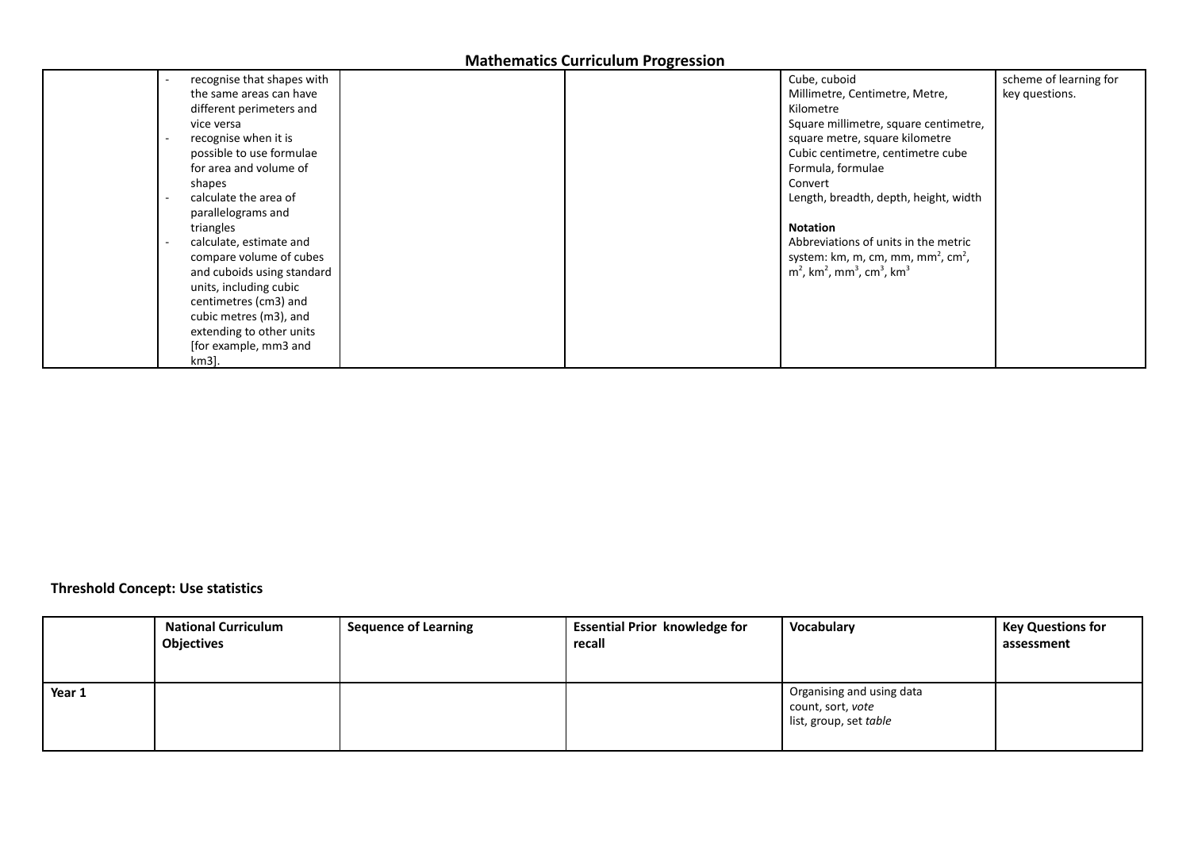## Mathematics Curriculum Progression

| | | | | | |
|---|---|---|---|---|---|
| | - recognise that shapes with the same areas can have different perimeters and vice versa<br>- recognise when it is possible to use formulae for area and volume of shapes<br>- calculate the area of parallelograms and triangles<br>- calculate, estimate and compare volume of cubes and cuboids using standard units, including cubic centimetres (cm3) and cubic metres (m3), and extending to other units [for example, mm3 and km3]. | | | Cube, cuboid<br>Millimetre, Centimetre, Metre, Kilometre<br>Square millimetre, square centimetre, square metre, square kilometre<br>Cubic centimetre, centimetre cube<br>Formula, formulae<br>Convert<br>Length, breadth, depth, height, width<br><br>**Notation**<br>Abbreviations of units in the metric system: km, m, cm, mm, $mm^2$, $cm^2$, $m^2$, $km^2$, $mm^3$, $cm^3$, $km^3$ | scheme of learning for key questions. |

**Threshold Concept: Use statistics**

| | National Curriculum Objectives | Sequence of Learning | Essential Prior knowledge for recall | Vocabulary | Key Questions for assessment |
|---|---|---|---|---|---|
| **Year 1** | | | | Organising and using data<br>count, sort, *vote*<br>list, group, set *table* | |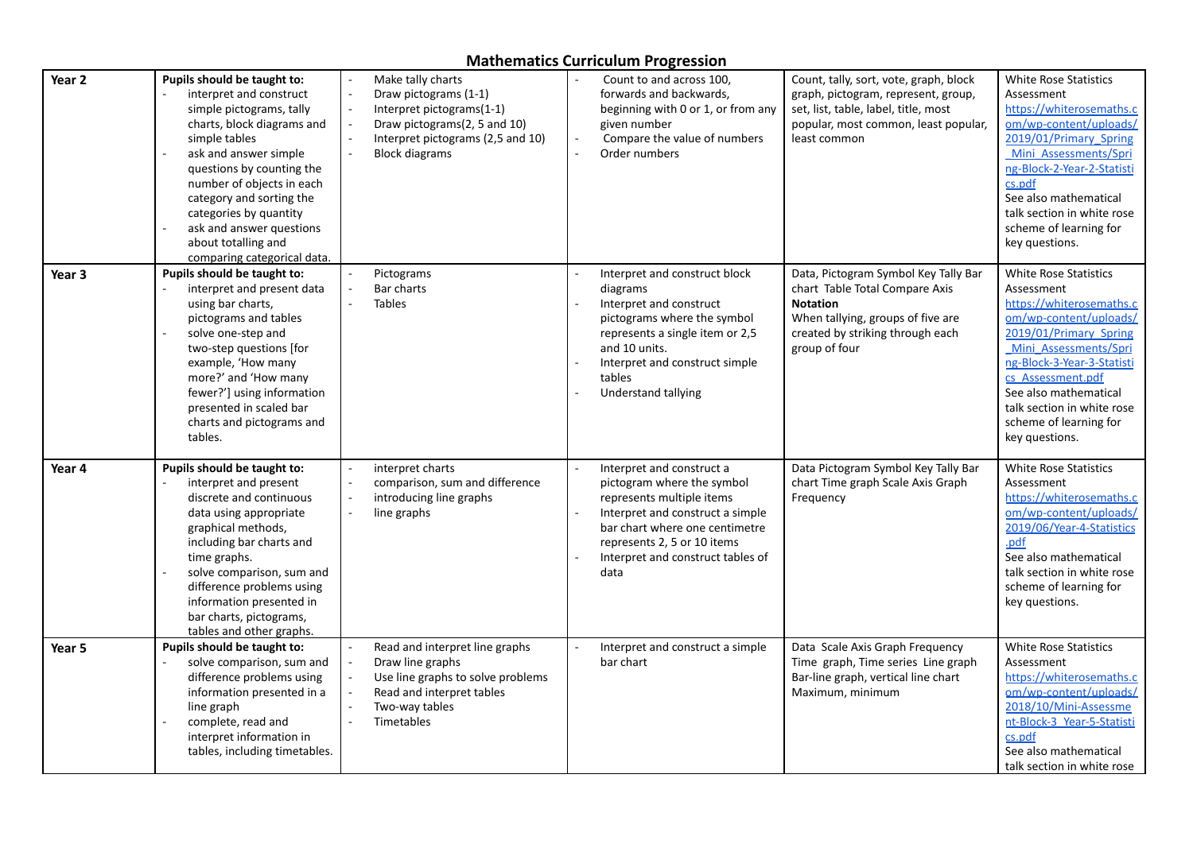## Mathematics Curriculum Progression

| | | | | | |
|---|---|---|---|---|---|
| **Year 2** | **Pupils should be taught to:**<br>- interpret and construct simple pictograms, tally charts, block diagrams and simple tables<br>- ask and answer simple questions by counting the number of objects in each category and sorting the categories by quantity<br>- ask and answer questions about totalling and comparing categorical data. | - Make tally charts<br>- Draw pictograms (1-1)<br>- Interpret pictograms(1-1)<br>- Draw pictograms(2, 5 and 10)<br>- Interpret pictograms (2,5 and 10)<br>- Block diagrams | - Count to and across 100, forwards and backwards, beginning with 0 or 1, or from any given number<br>- Compare the value of numbers<br>- Order numbers | Count, tally, sort, vote, graph, block graph, pictogram, represent, group, set, list, table, label, title, most popular, most common, least popular, least common | White Rose Statistics Assessment<br>https://whiterosemaths.com/wp-content/uploads/2019/01/Primary_Spring_Mini_Assessments/Spring-Block-2-Year-2-Statistics.pdf<br>See also mathematical talk section in white rose scheme of learning for key questions. |
| **Year 3** | **Pupils should be taught to:**<br>- interpret and present data using bar charts, pictograms and tables<br>- solve one-step and two-step questions [for example, 'How many more?' and 'How many fewer?'] using information presented in scaled bar charts and pictograms and tables. | - Pictograms<br>- Bar charts<br>- Tables | - Interpret and construct block diagrams<br>- Interpret and construct pictograms where the symbol represents a single item or 2,5 and 10 units.<br>- Interpret and construct simple tables<br>- Understand tallying | Data, Pictogram Symbol Key Tally Bar chart Table Total Compare Axis<br>**Notation**<br>When tallying, groups of five are created by striking through each group of four | White Rose Statistics Assessment<br>https://whiterosemaths.com/wp-content/uploads/2019/01/Primary_Spring_Mini_Assessments/Spring-Block-3-Year-3-Statistics_Assessment.pdf<br>See also mathematical talk section in white rose scheme of learning for key questions. |
| **Year 4** | **Pupils should be taught to:**<br>- interpret and present discrete and continuous data using appropriate graphical methods, including bar charts and time graphs.<br>- solve comparison, sum and difference problems using information presented in bar charts, pictograms, tables and other graphs. | - interpret charts<br>- comparison, sum and difference<br>- introducing line graphs<br>- line graphs | - Interpret and construct a pictogram where the symbol represents multiple items<br>- Interpret and construct a simple bar chart where one centimetre represents 2, 5 or 10 items<br>- Interpret and construct tables of data | Data Pictogram Symbol Key Tally Bar chart Time graph Scale Axis Graph Frequency | White Rose Statistics Assessment<br>https://whiterosemaths.com/wp-content/uploads/2019/06/Year-4-Statistics.pdf<br>See also mathematical talk section in white rose scheme of learning for key questions. |
| **Year 5** | **Pupils should be taught to:**<br>- solve comparison, sum and difference problems using information presented in a line graph<br>- complete, read and interpret information in tables, including timetables. | - Read and interpret line graphs<br>- Draw line graphs<br>- Use line graphs to solve problems<br>- Read and interpret tables<br>- Two-way tables<br>- Timetables | - Interpret and construct a simple bar chart | Data Scale Axis Graph Frequency Time graph, Time series Line graph Bar-line graph, vertical line chart Maximum, minimum | White Rose Statistics Assessment<br>https://whiterosemaths.com/wp-content/uploads/2018/10/Mini-Assessment-Block-3_Year-5-Statistics.pdf<br>See also mathematical talk section in white rose |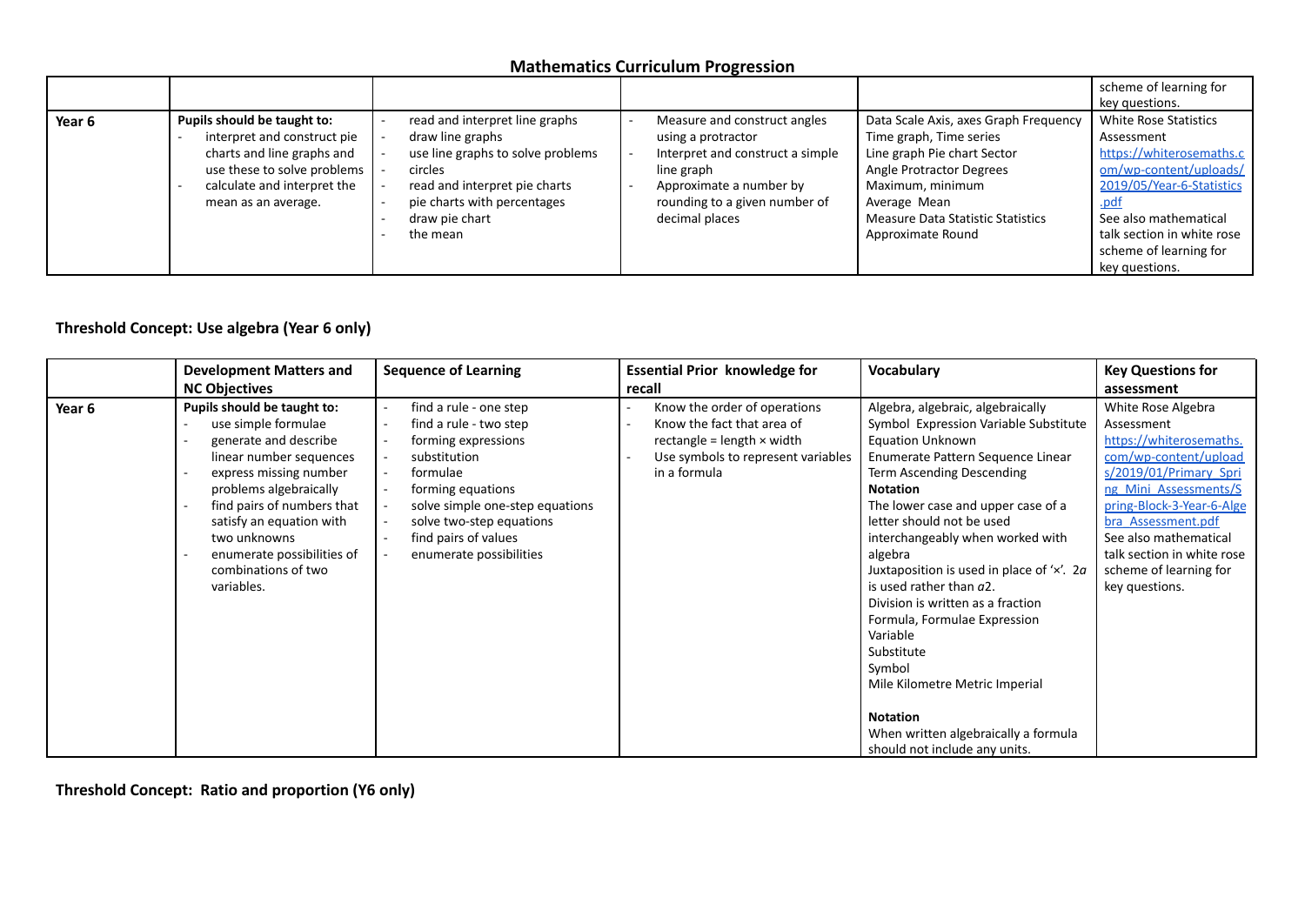## Mathematics Curriculum Progression

| | | | | | |
|---|---|---|---|---|---|
| | | | | | scheme of learning for key questions. |
| **Year 6** | **Pupils should be taught to:**<br>- interpret and construct pie charts and line graphs and use these to solve problems<br>- calculate and interpret the mean as an average. | - read and interpret line graphs<br>- draw line graphs<br>- use line graphs to solve problems<br>- circles<br>- read and interpret pie charts<br>- pie charts with percentages<br>- draw pie chart<br>- the mean | - Measure and construct angles using a protractor<br>- Interpret and construct a simple line graph<br>- Approximate a number by rounding to a given number of decimal places | Data Scale Axis, axes Graph Frequency<br>Time graph, Time series<br>Line graph Pie chart Sector<br>Angle Protractor Degrees<br>Maximum, minimum<br>Average Mean<br>Measure Data Statistic Statistics<br>Approximate Round | White Rose Statistics Assessment<br>https://whiterosemaths.com/wp-content/uploads/2019/05/Year-6-Statistics.pdf<br>See also mathematical talk section in white rose scheme of learning for key questions. |

### Threshold Concept: Use algebra (Year 6 only)

| | Development Matters and NC Objectives | Sequence of Learning | Essential Prior knowledge for recall | Vocabulary | Key Questions for assessment |
|---|---|---|---|---|---|
| **Year 6** | **Pupils should be taught to:**<br>- use simple formulae<br>- generate and describe linear number sequences<br>- express missing number problems algebraically<br>- find pairs of numbers that satisfy an equation with two unknowns<br>- enumerate possibilities of combinations of two variables. | - find a rule - one step<br>- find a rule - two step<br>- forming expressions<br>- substitution<br>- formulae<br>- forming equations<br>- solve simple one-step equations<br>- solve two-step equations<br>- find pairs of values<br>- enumerate possibilities | - Know the order of operations<br>- Know the fact that area of rectangle = length × width<br>- Use symbols to represent variables in a formula | Algebra, algebraic, algebraically<br>Symbol Expression Variable Substitute<br>Equation Unknown<br>Enumerate Pattern Sequence Linear<br>Term Ascending Descending<br>**Notation**<br>The lower case and upper case of a letter should not be used interchangeably when worked with algebra<br>Juxtaposition is used in place of '×'. $2a$ is used rather than $a2$.<br>Division is written as a fraction<br>Formula, Formulae Expression<br>Variable<br>Substitute<br>Symbol<br>Mile Kilometre Metric Imperial<br><br>**Notation**<br>When written algebraically a formula should not include any units. | White Rose Algebra Assessment<br>https://whiterosemaths.com/wp-content/uploads/2019/01/Primary_Spring_Mini_Assessments/Spring-Block-3-Year-6-Algebra_Assessment.pdf<br>See also mathematical talk section in white rose scheme of learning for key questions. |

### Threshold Concept: Ratio and proportion (Y6 only)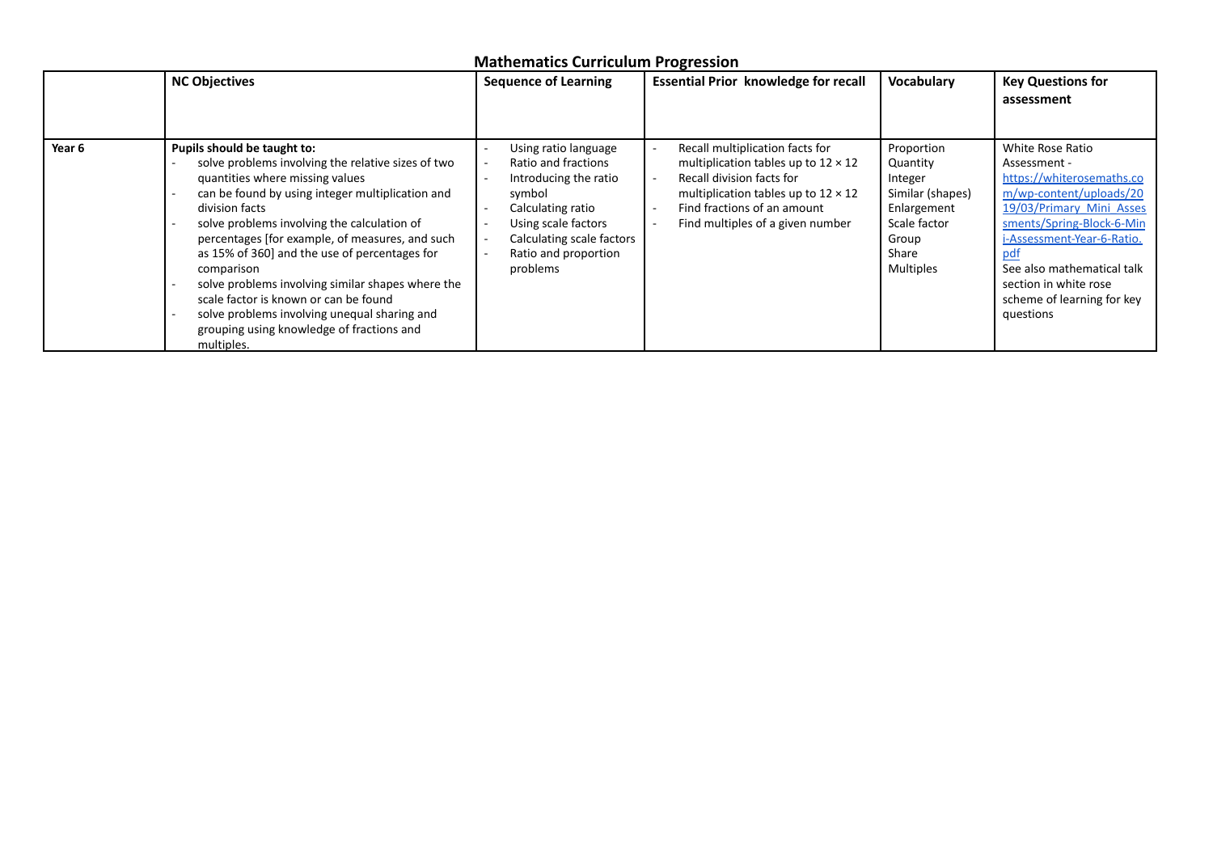## Mathematics Curriculum Progression

| | NC Objectives | Sequence of Learning | Essential Prior knowledge for recall | Vocabulary | Key Questions for assessment |
|---|---|---|---|---|---|
| **Year 6** | **Pupils should be taught to:**<br>- solve problems involving the relative sizes of two quantities where missing values<br>- can be found by using integer multiplication and division facts<br>- solve problems involving the calculation of percentages [for example, of measures, and such as 15% of 360] and the use of percentages for comparison<br>- solve problems involving similar shapes where the scale factor is known or can be found<br>- solve problems involving unequal sharing and grouping using knowledge of fractions and multiples. | - Using ratio language<br>- Ratio and fractions<br>- Introducing the ratio symbol<br>- Calculating ratio<br>- Using scale factors<br>- Calculating scale factors<br>- Ratio and proportion problems | - Recall multiplication facts for multiplication tables up to 12 × 12<br>- Recall division facts for multiplication tables up to 12 × 12<br>- Find fractions of an amount<br>- Find multiples of a given number | Proportion<br>Quantity<br>Integer<br>Similar (shapes)<br>Enlargement<br>Scale factor<br>Group<br>Share<br>Multiples | White Rose Ratio Assessment - https://whiterosemaths.com/wp-content/uploads/2019/03/Primary_Mini_Assessments/Spring-Block-6-Mini-Assessment-Year-6-Ratio.pdf<br>See also mathematical talk section in white rose scheme of learning for key questions |